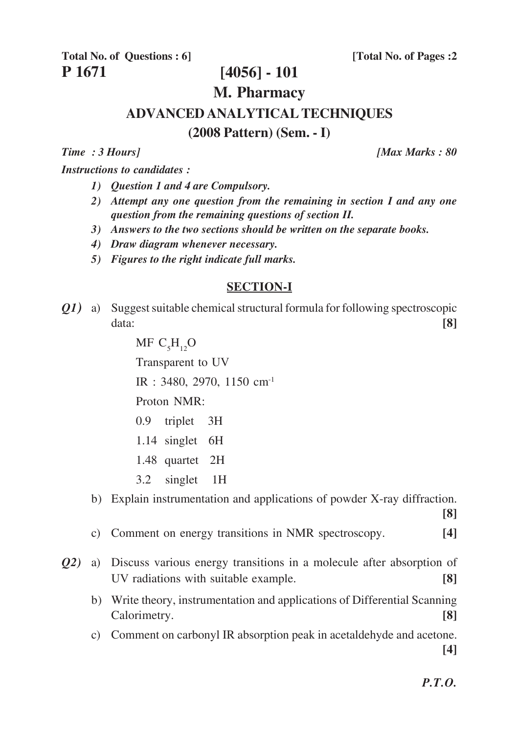**Total No. of Questions : 6]** **[Total No. of Pages :2**

**P 1671**

# [4056] - 101

# M. Pharmacy

## ADVANCED ANALYTICAL TECHNIQUES

## (2008 Pattern) (Sem. - I)

*Time : 3 Hours]* *[Max Marks : 80*

*Instructions to candidates :*

1) *Question 1 and 4 are Compulsory.*
2) *Attempt any one question from the remaining in section I and any one question from the remaining questions of section II.*
3) *Answers to the two sections should be written on the separate books.*
4) *Draw diagram whenever necessary.*
5) *Figures to the right indicate full marks.*

### SECTION-I

***Q1)*** a) Suggest suitable chemical structural formula for following spectroscopic data: **[8]**

MF $C_5H_{12}O$

Transparent to UV

IR : 3480, 2970, 1150 $cm^{-1}$

Proton NMR:

0.9 triplet 3H

1.14 singlet 6H

1.48 quartet 2H

3.2 singlet 1H

b) Explain instrumentation and applications of powder X-ray diffraction. **[8]**

c) Comment on energy transitions in NMR spectroscopy. **[4]**

***Q2)*** a) Discuss various energy transitions in a molecule after absorption of UV radiations with suitable example. **[8]**

b) Write theory, instrumentation and applications of Differential Scanning Calorimetry. **[8]**

c) Comment on carbonyl IR absorption peak in acetaldehyde and acetone. **[4]**

***P.T.O.***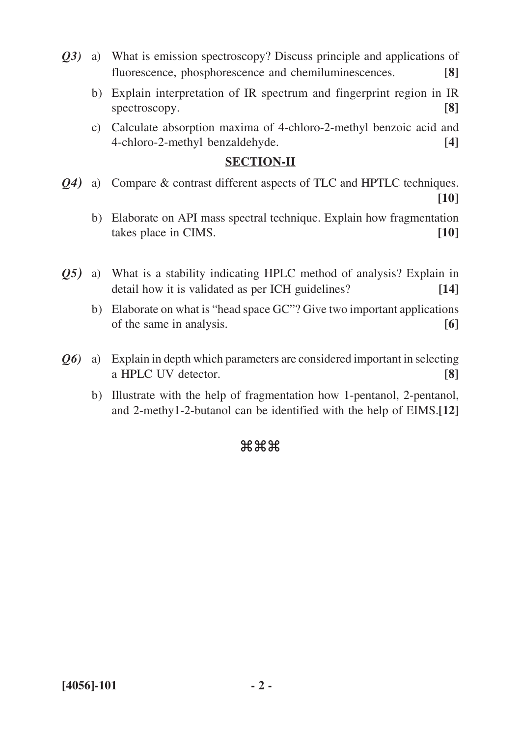*Q3)* a) What is emission spectroscopy? Discuss principle and applications of fluorescence, phosphorescence and chemiluminescences. **[8]**

b) Explain interpretation of IR spectrum and fingerprint region in IR spectroscopy. **[8]**

c) Calculate absorption maxima of 4-chloro-2-methyl benzoic acid and 4-chloro-2-methyl benzaldehyde. **[4]**

## SECTION-II

*Q4)* a) Compare & contrast different aspects of TLC and HPTLC techniques. **[10]**

b) Elaborate on API mass spectral technique. Explain how fragmentation takes place in CIMS. **[10]**

*Q5)* a) What is a stability indicating HPLC method of analysis? Explain in detail how it is validated as per ICH guidelines? **[14]**

b) Elaborate on what is "head space GC"? Give two important applications of the same in analysis. **[6]**

*Q6)* a) Explain in depth which parameters are considered important in selecting a HPLC UV detector. **[8]**

b) Illustrate with the help of fragmentation how 1-pentanol, 2-pentanol, and 2-methy1-2-butanol can be identified with the help of EIMS. **[12]**

⌘⌘⌘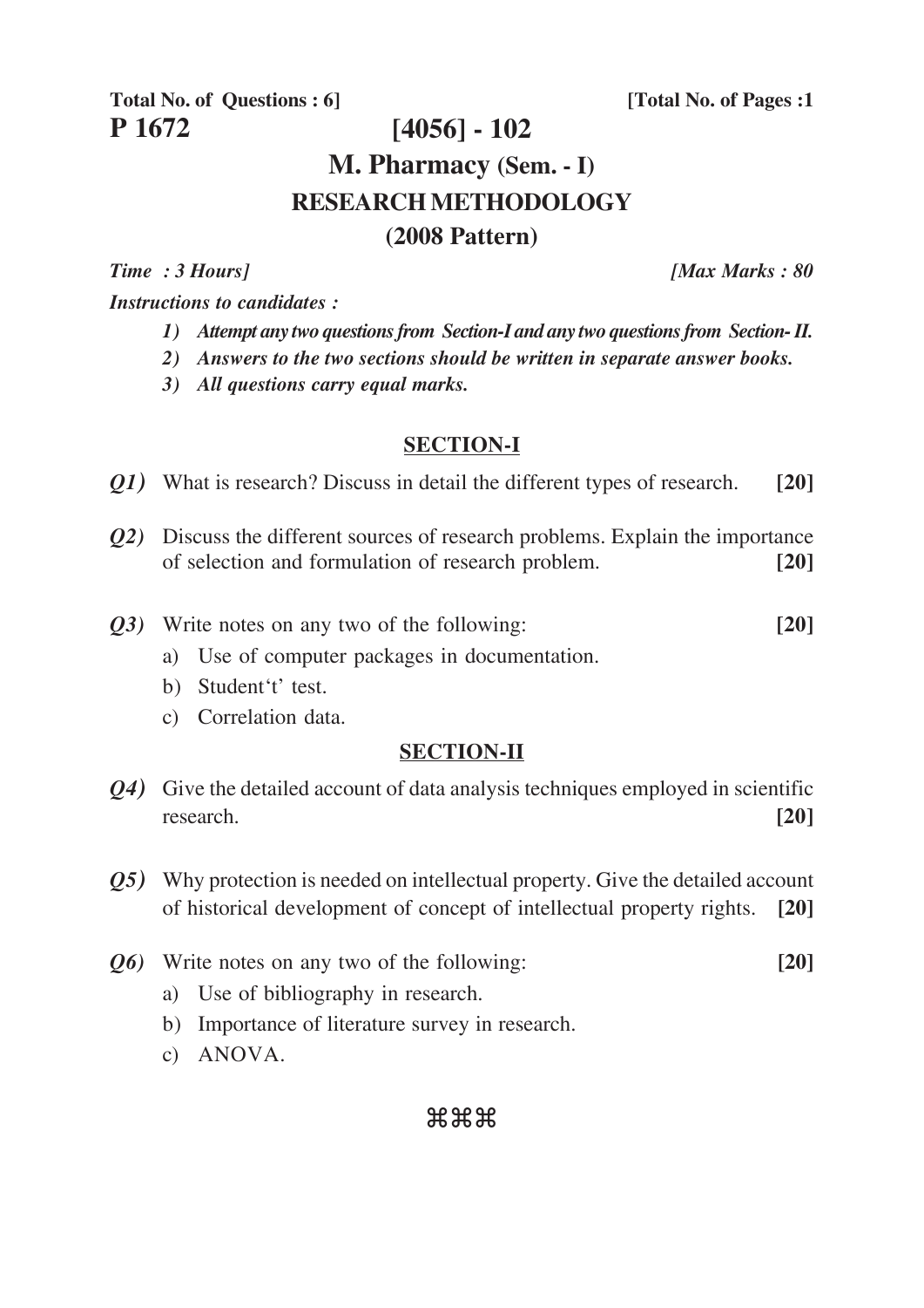**Total No. of Questions : 6]** **[Total No. of Pages :1**

**P 1672**

# [4056] - 102

## M. Pharmacy (Sem. - I)

## RESEARCH METHODOLOGY

## (2008 Pattern)

*Time : 3 Hours]* *[Max Marks : 80*

***Instructions to candidates :***

1) ***Attempt any two questions from Section-I and any two questions from Section- II.***
2) ***Answers to the two sections should be written in separate answer books.***
3) ***All questions carry equal marks.***

### SECTION-I

***Q1)*** What is research? Discuss in detail the different types of research. **[20]**

***Q2)*** Discuss the different sources of research problems. Explain the importance of selection and formulation of research problem. **[20]**

***Q3)*** Write notes on any two of the following: **[20]**

a) Use of computer packages in documentation.

b) Student't' test.

c) Correlation data.

### SECTION-II

***Q4)*** Give the detailed account of data analysis techniques employed in scientific research. **[20]**

***Q5)*** Why protection is needed on intellectual property. Give the detailed account of historical development of concept of intellectual property rights. **[20]**

***Q6)*** Write notes on any two of the following: **[20]**

a) Use of bibliography in research.

b) Importance of literature survey in research.

c) ANOVA.

⌘⌘⌘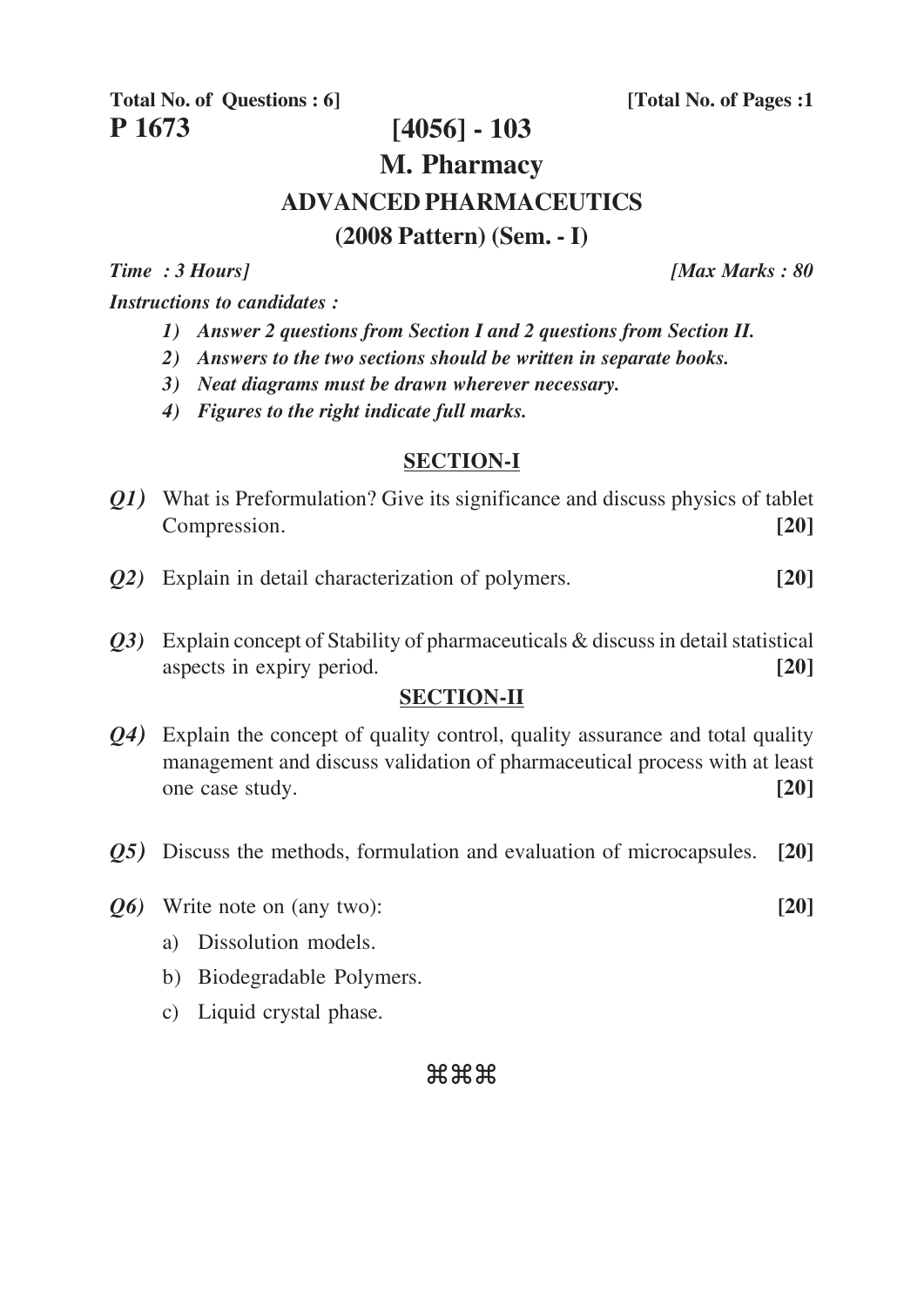**Total No. of Questions : 6]** **[Total No. of Pages :1**

**P 1673**

# [4056] - 103

# M. Pharmacy

## ADVANCED PHARMACEUTICS

### (2008 Pattern) (Sem. - I)

*Time : 3 Hours]* *[Max Marks : 80*

***Instructions to candidates :***

1) ***Answer 2 questions from Section I and 2 questions from Section II.***
2) ***Answers to the two sections should be written in separate books.***
3) ***Neat diagrams must be drawn wherever necessary.***
4) ***Figures to the right indicate full marks.***

## SECTION-I

***Q1)*** What is Preformulation? Give its significance and discuss physics of tablet Compression. **[20]**

***Q2)*** Explain in detail characterization of polymers. **[20]**

***Q3)*** Explain concept of Stability of pharmaceuticals & discuss in detail statistical aspects in expiry period. **[20]**

## SECTION-II

***Q4)*** Explain the concept of quality control, quality assurance and total quality management and discuss validation of pharmaceutical process with at least one case study. **[20]**

***Q5)*** Discuss the methods, formulation and evaluation of microcapsules. **[20]**

***Q6)*** Write note on (any two): **[20]**

a) Dissolution models.

b) Biodegradable Polymers.

c) Liquid crystal phase.

⌘⌘⌘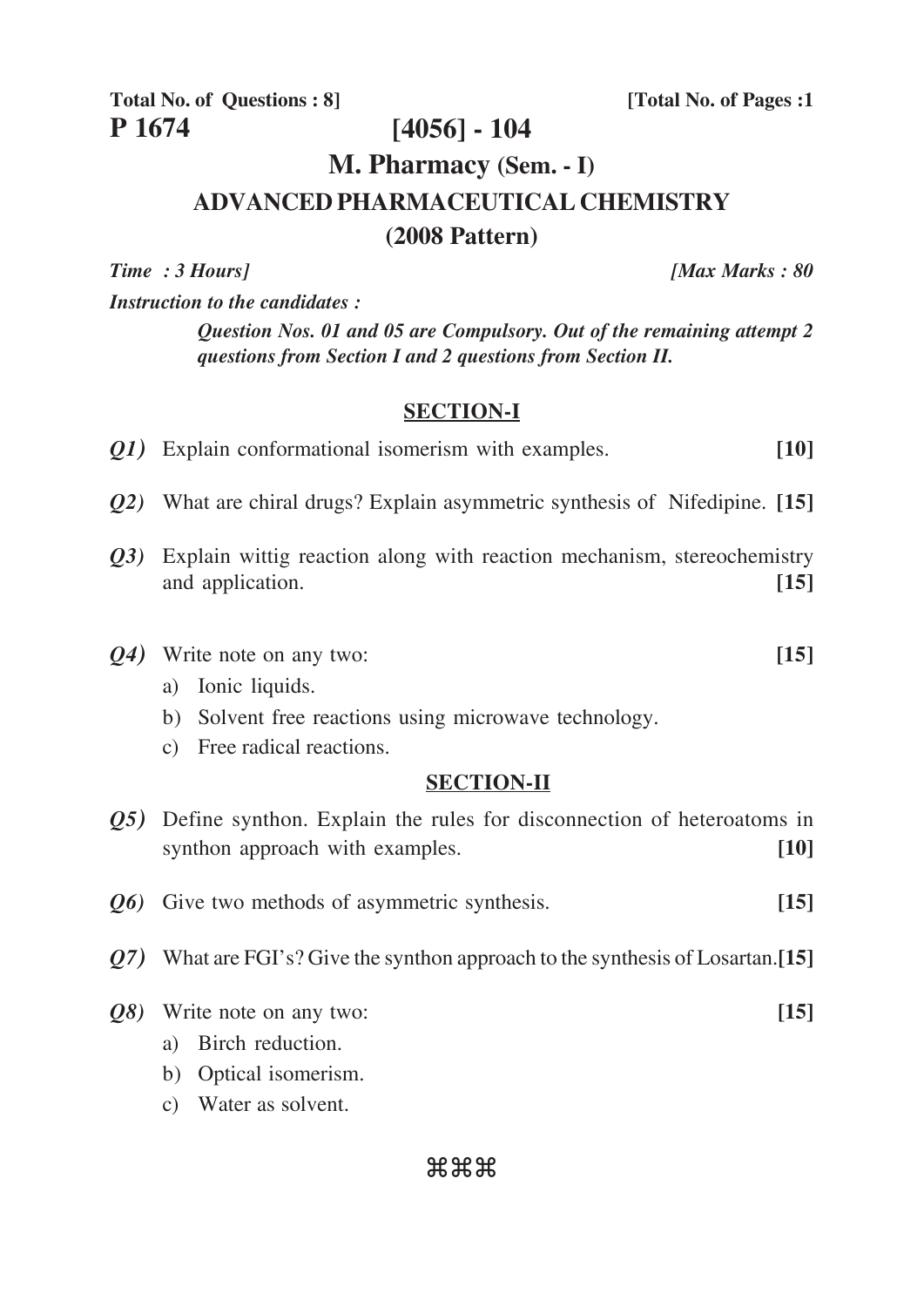**Total No. of Questions : 8]** **[Total No. of Pages :1**

**P 1674**

# [4056] - 104

## M. Pharmacy (Sem. - I)

## ADVANCED PHARMACEUTICAL CHEMISTRY

## (2008 Pattern)

*Time : 3 Hours]* *[Max Marks : 80*

***Instruction to the candidates :***

***Question Nos. 01 and 05 are Compulsory. Out of the remaining attempt 2 questions from Section I and 2 questions from Section II.***

### SECTION-I

***Q1)*** Explain conformational isomerism with examples. **[10]**

***Q2)*** What are chiral drugs? Explain asymmetric synthesis of Nifedipine. **[15]**

***Q3)*** Explain wittig reaction along with reaction mechanism, stereochemistry and application. **[15]**

***Q4)*** Write note on any two: **[15]**

a) Ionic liquids.

b) Solvent free reactions using microwave technology.

c) Free radical reactions.

### SECTION-II

***Q5)*** Define synthon. Explain the rules for disconnection of heteroatoms in synthon approach with examples. **[10]**

***Q6)*** Give two methods of asymmetric synthesis. **[15]**

***Q7)*** What are FGI's? Give the synthon approach to the synthesis of Losartan. **[15]**

***Q8)*** Write note on any two: **[15]**

a) Birch reduction.

b) Optical isomerism.

c) Water as solvent.

⌘⌘⌘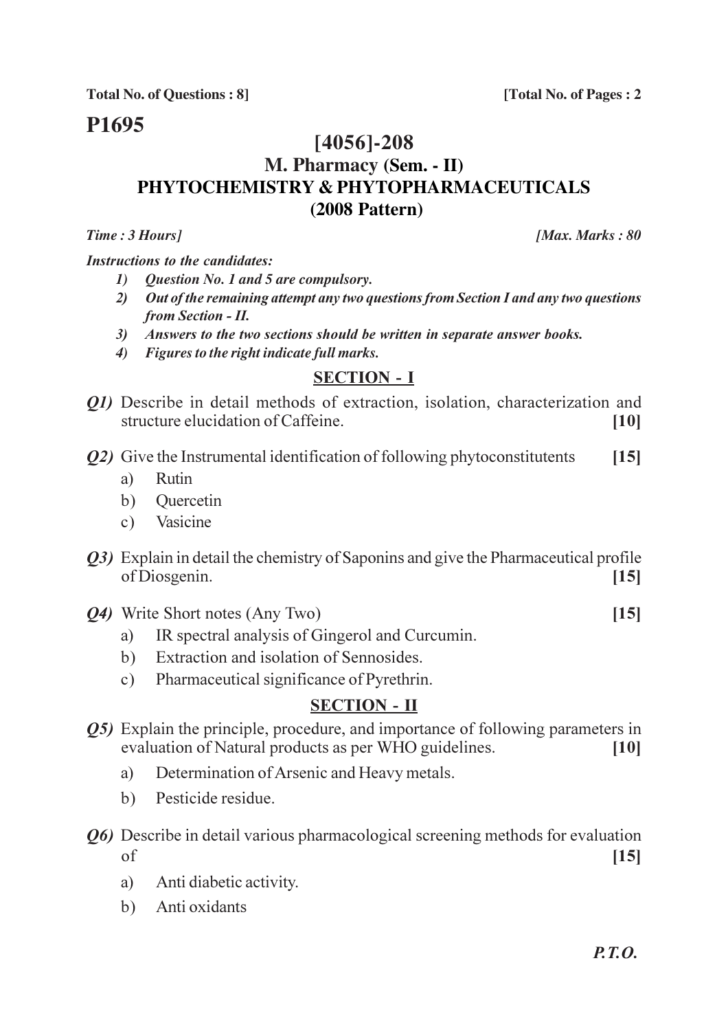**Total No. of Questions : 8]** **[Total No. of Pages : 2**

# P1695

## [4056]-208

## M. Pharmacy (Sem. - II)

## PHYTOCHEMISTRY & PHYTOPHARMACEUTICALS

## (2008 Pattern)

*Time : 3 Hours]* *[Max. Marks : 80*

***Instructions to the candidates:***

1) ***Question No. 1 and 5 are compulsory.***
2) ***Out of the remaining attempt any two questions from Section I and any two questions from Section - II.***
3) ***Answers to the two sections should be written in separate answer books.***
4) ***Figures to the right indicate full marks.***

### SECTION - I

***Q1)*** Describe in detail methods of extraction, isolation, characterization and structure elucidation of Caffeine. **[10]**

***Q2)*** Give the Instrumental identification of following phytoconstitutents **[15]**

a) Rutin

b) Quercetin

c) Vasicine

***Q3)*** Explain in detail the chemistry of Saponins and give the Pharmaceutical profile of Diosgenin. **[15]**

***Q4)*** Write Short notes (Any Two) **[15]**

a) IR spectral analysis of Gingerol and Curcumin.

b) Extraction and isolation of Sennosides.

c) Pharmaceutical significance of Pyrethrin.

### SECTION - II

***Q5)*** Explain the principle, procedure, and importance of following parameters in evaluation of Natural products as per WHO guidelines. **[10]**

a) Determination of Arsenic and Heavy metals.

b) Pesticide residue.

***Q6)*** Describe in detail various pharmacological screening methods for evaluation of **[15]**

a) Anti diabetic activity.

b) Anti oxidants

***P.T.O.***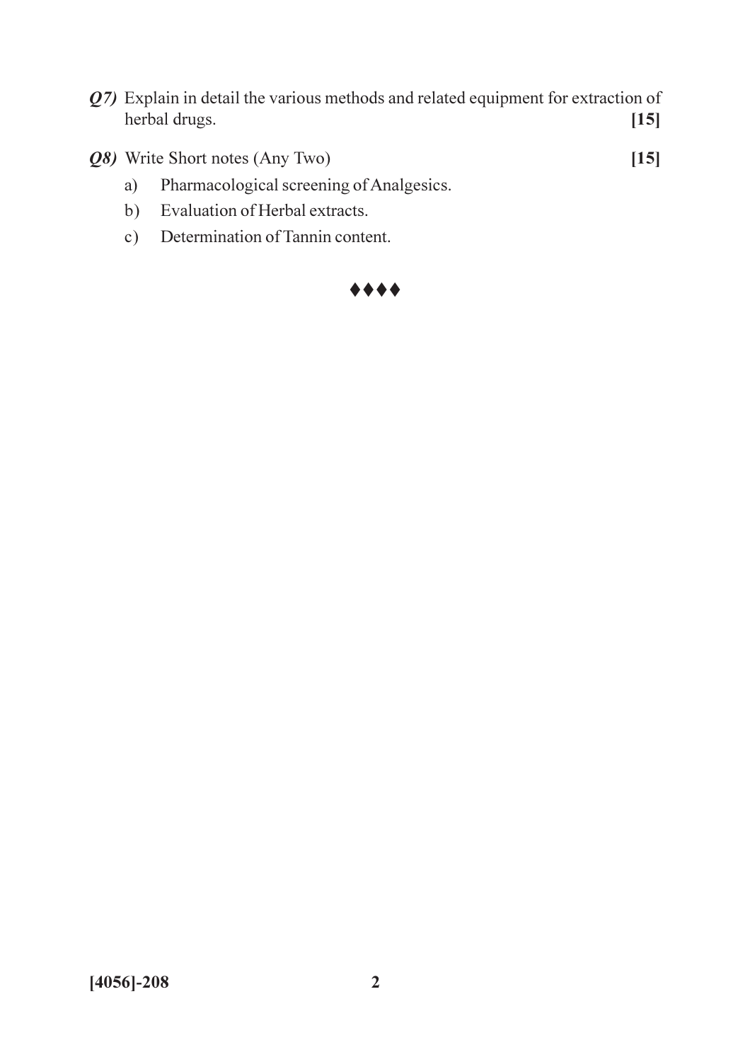***Q7)*** Explain in detail the various methods and related equipment for extraction of herbal drugs. **[15]**

***Q8)*** Write Short notes (Any Two) **[15]**

a) Pharmacological screening of Analgesics.

b) Evaluation of Herbal extracts.

c) Determination of Tannin content.

♦♦♦♦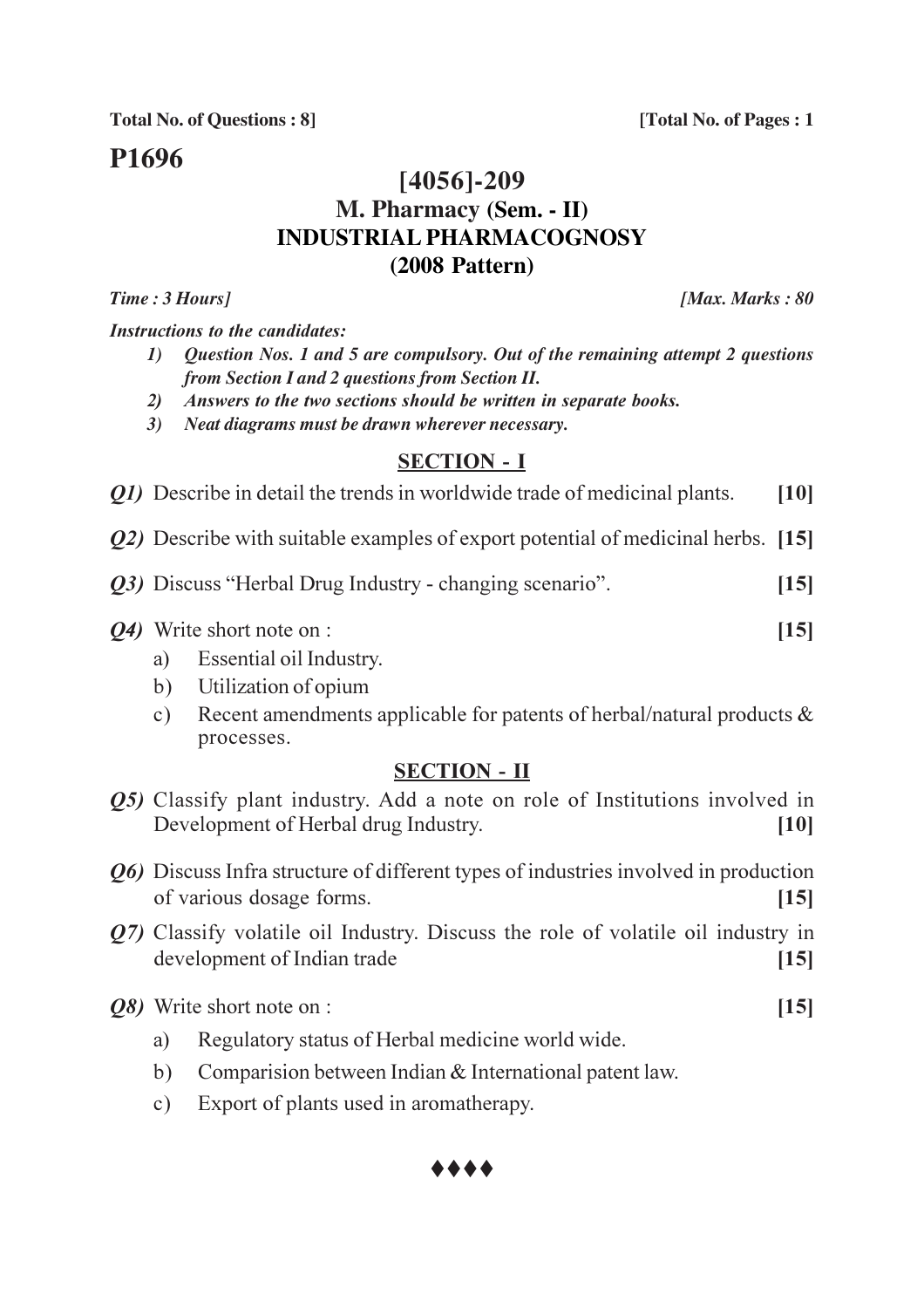**Total No. of Questions : 8]** **[Total No. of Pages : 1**

# P1696

## [4056]-209
## M. Pharmacy (Sem. - II)
## INDUSTRIAL PHARMACOGNOSY
## (2008 Pattern)

*Time : 3 Hours]* *[Max. Marks : 80*

***Instructions to the candidates:***

1) *Question Nos. 1 and 5 are compulsory. Out of the remaining attempt 2 questions from Section I and 2 questions from Section II.*
2) *Answers to the two sections should be written in separate books.*
3) *Neat diagrams must be drawn wherever necessary.*

### SECTION - I

***Q1)*** Describe in detail the trends in worldwide trade of medicinal plants. **[10]**

***Q2)*** Describe with suitable examples of export potential of medicinal herbs. **[15]**

***Q3)*** Discuss "Herbal Drug Industry - changing scenario". **[15]**

***Q4)*** Write short note on : **[15]**

a) Essential oil Industry.
b) Utilization of opium
c) Recent amendments applicable for patents of herbal/natural products & processes.

### SECTION - II

***Q5)*** Classify plant industry. Add a note on role of Institutions involved in Development of Herbal drug Industry. **[10]**

***Q6)*** Discuss Infra structure of different types of industries involved in production of various dosage forms. **[15]**

***Q7)*** Classify volatile oil Industry. Discuss the role of volatile oil industry in development of Indian trade **[15]**

***Q8)*** Write short note on : **[15]**

a) Regulatory status of Herbal medicine world wide.
b) Comparision between Indian & International patent law.
c) Export of plants used in aromatherapy.

♦♦♦♦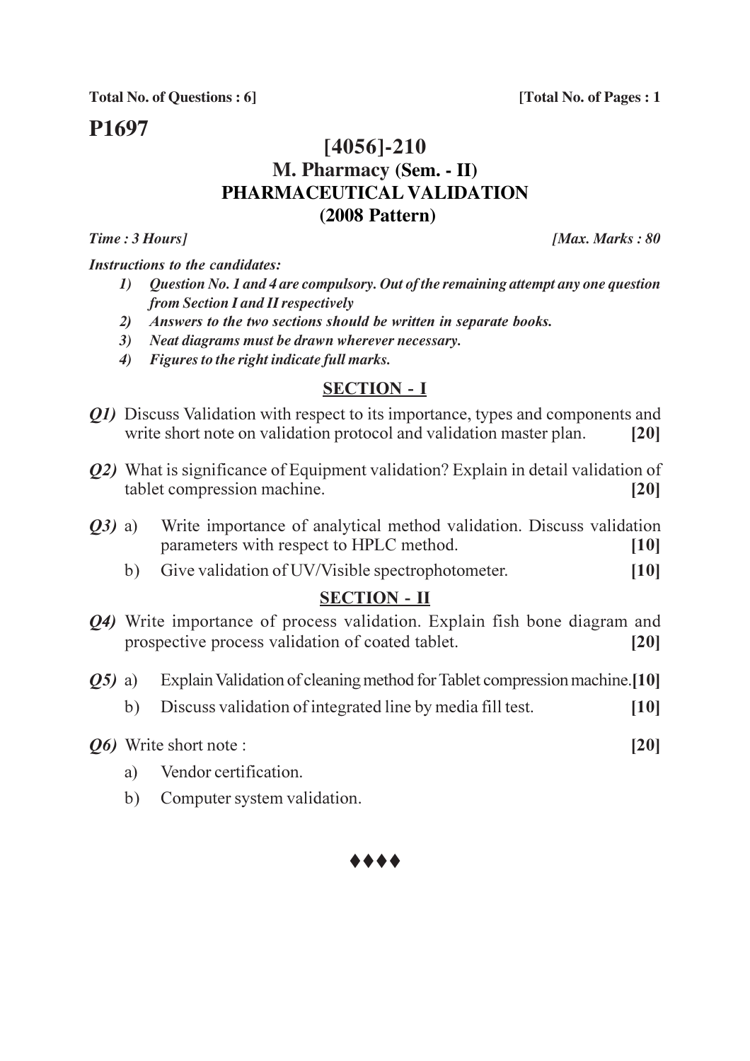**Total No. of Questions : 6]** **[Total No. of Pages : 1**

# P1697

## [4056]-210

## M. Pharmacy (Sem. - II)

## PHARMACEUTICAL VALIDATION

## (2008 Pattern)

***Time : 3 Hours]*** ***[Max. Marks : 80***

***Instructions to the candidates:***

1) ***Question No. 1 and 4 are compulsory. Out of the remaining attempt any one question from Section I and II respectively***
2) ***Answers to the two sections should be written in separate books.***
3) ***Neat diagrams must be drawn wherever necessary.***
4) ***Figures to the right indicate full marks.***

### SECTION - I

***Q1)*** Discuss Validation with respect to its importance, types and components and write short note on validation protocol and validation master plan. **[20]**

***Q2)*** What is significance of Equipment validation? Explain in detail validation of tablet compression machine. **[20]**

***Q3)*** a) Write importance of analytical method validation. Discuss validation parameters with respect to HPLC method. **[10]**

b) Give validation of UV/Visible spectrophotometer. **[10]**

### SECTION - II

***Q4)*** Write importance of process validation. Explain fish bone diagram and prospective process validation of coated tablet. **[20]**

***Q5)*** a) Explain Validation of cleaning method for Tablet compression machine. **[10]**

b) Discuss validation of integrated line by media fill test. **[10]**

***Q6)*** Write short note : **[20]**

a) Vendor certification.

b) Computer system validation.

♦♦♦♦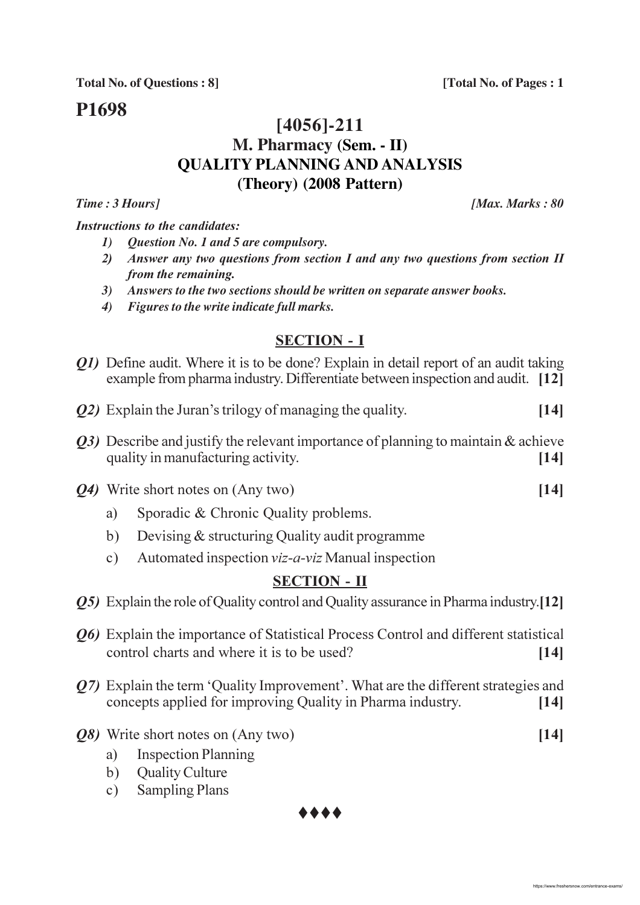**Total No. of Questions : 8]** **[Total No. of Pages : 1**

# P1698

## [4056]-211

## M. Pharmacy (Sem. - II)

## QUALITY PLANNING AND ANALYSIS

## (Theory) (2008 Pattern)

***Time : 3 Hours]*** ***[Max. Marks : 80***

***Instructions to the candidates:***

1) *Question No. 1 and 5 are compulsory.*
2) *Answer any two questions from section I and any two questions from section II from the remaining.*
3) *Answers to the two sections should be written on separate answer books.*
4) *Figures to the write indicate full marks.*

### SECTION - I

***Q1)*** Define audit. Where it is to be done? Explain in detail report of an audit taking example from pharma industry. Differentiate between inspection and audit. **[12]**

***Q2)*** Explain the Juran's trilogy of managing the quality. **[14]**

***Q3)*** Describe and justify the relevant importance of planning to maintain & achieve quality in manufacturing activity. **[14]**

***Q4)*** Write short notes on (Any two) **[14]**

a) Sporadic & Chronic Quality problems.

b) Devising & structuring Quality audit programme

c) Automated inspection *viz-a-viz* Manual inspection

### SECTION - II

***Q5)*** Explain the role of Quality control and Quality assurance in Pharma industry. **[12]**

***Q6)*** Explain the importance of Statistical Process Control and different statistical control charts and where it is to be used? **[14]**

***Q7)*** Explain the term 'Quality Improvement'. What are the different strategies and concepts applied for improving Quality in Pharma industry. **[14]**

***Q8)*** Write short notes on (Any two) **[14]**

a) Inspection Planning

b) Quality Culture

c) Sampling Plans

♦♦♦♦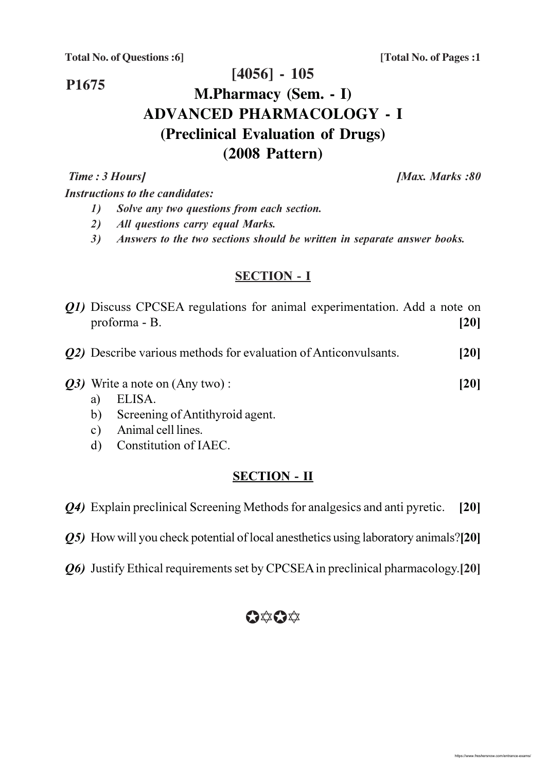**Total No. of Questions :6]** **[Total No. of Pages :1**

**P1675**

# [4056] - 105

# M.Pharmacy (Sem. - I)

# ADVANCED PHARMACOLOGY - I

## (Preclinical Evaluation of Drugs)

## (2008 Pattern)

*Time : 3 Hours]* *[Max. Marks :80*

***Instructions to the candidates:***

1) *Solve any two questions from each section.*
2) *All questions carry equal Marks.*
3) *Answers to the two sections should be written in separate answer books.*

## SECTION - I

***Q1)*** Discuss CPCSEA regulations for animal experimentation. Add a note on proforma - B. **[20]**

***Q2)*** Describe various methods for evaluation of Anticonvulsants. **[20]**

***Q3)*** Write a note on (Any two) : **[20]**

a) ELISA.
b) Screening of Antithyroid agent.
c) Animal cell lines.
d) Constitution of IAEC.

## SECTION - II

***Q4)*** Explain preclinical Screening Methods for analgesics and anti pyretic. **[20]**

***Q5)*** How will you check potential of local anesthetics using laboratory animals? **[20]**

***Q6)*** Justify Ethical requirements set by CPCSEA in preclinical pharmacology. **[20]**

✪✡✪✡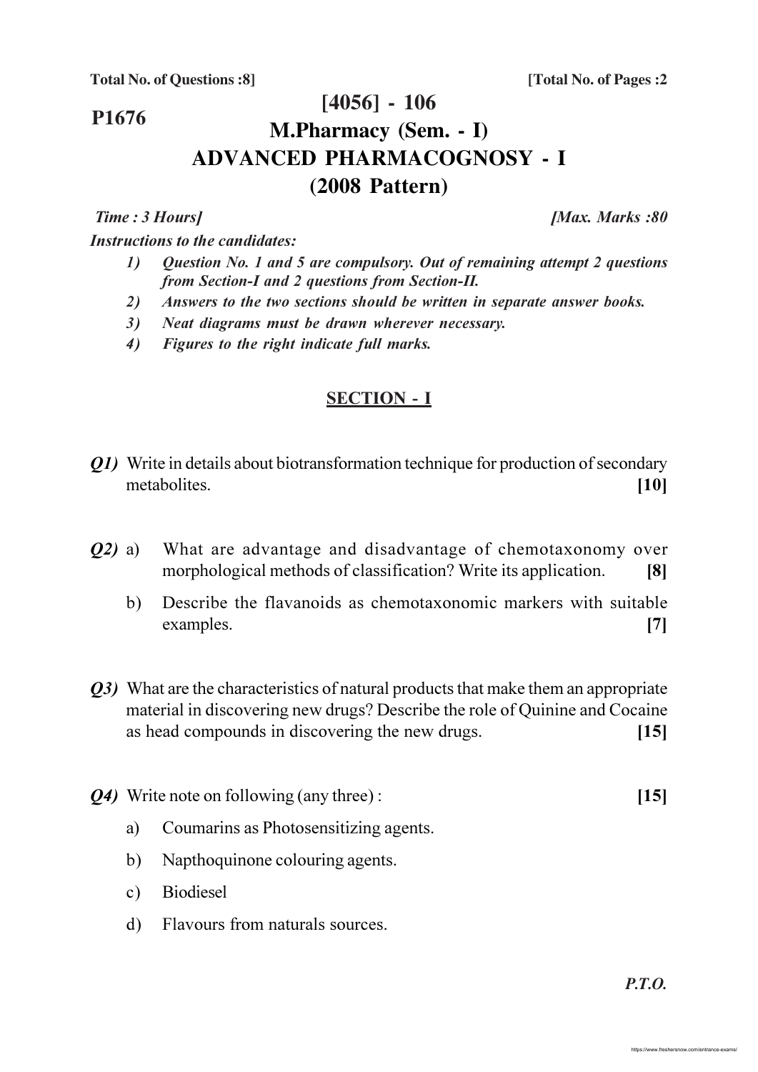**Total No. of Questions :8]** **[Total No. of Pages :2**

**P1676**

# [4056] - 106
# M.Pharmacy (Sem. - I)
# ADVANCED PHARMACOGNOSY - I
# (2008 Pattern)

***Time : 3 Hours]*** ***[Max. Marks :80***

***Instructions to the candidates:***

1) *Question No. 1 and 5 are compulsory. Out of remaining attempt 2 questions from Section-I and 2 questions from Section-II.*
2) *Answers to the two sections should be written in separate answer books.*
3) *Neat diagrams must be drawn wherever necessary.*
4) *Figures to the right indicate full marks.*

## SECTION - I

***Q1)*** Write in details about biotransformation technique for production of secondary metabolites. **[10]**

***Q2)*** a) What are advantage and disadvantage of chemotaxonomy over morphological methods of classification? Write its application. **[8]**

b) Describe the flavanoids as chemotaxonomic markers with suitable examples. **[7]**

***Q3)*** What are the characteristics of natural products that make them an appropriate material in discovering new drugs? Describe the role of Quinine and Cocaine as head compounds in discovering the new drugs. **[15]**

***Q4)*** Write note on following (any three) : **[15]**

a) Coumarins as Photosensitizing agents.

b) Napthoquinone colouring agents.

c) Biodiesel

d) Flavours from naturals sources.

***P.T.O.***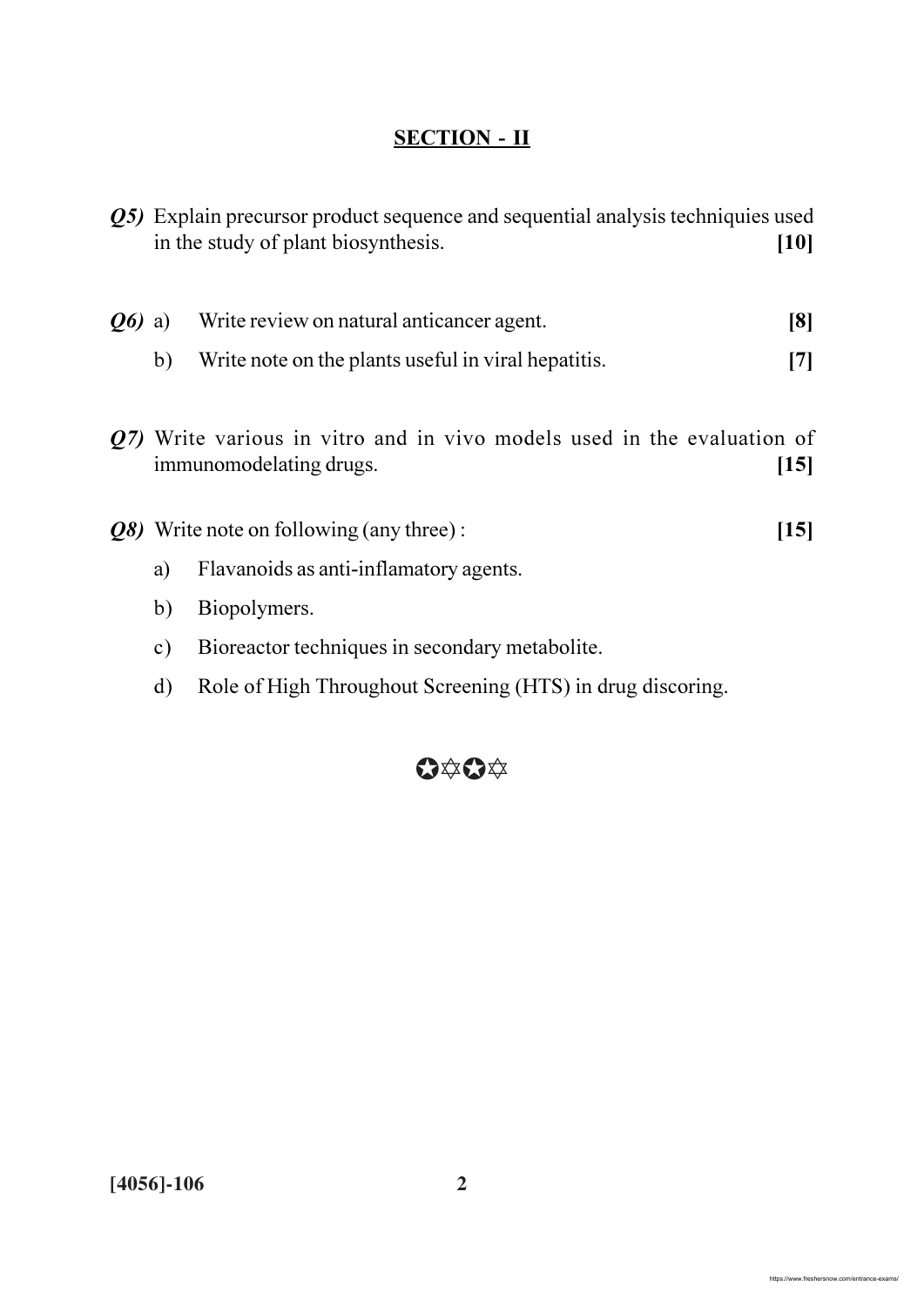## SECTION - II

***Q5)*** Explain precursor product sequence and sequential analysis techniquies used in the study of plant biosynthesis. **[10]**

***Q6)*** a) Write review on natural anticancer agent. **[8]**

b) Write note on the plants useful in viral hepatitis. **[7]**

***Q7)*** Write various in vitro and in vivo models used in the evaluation of immunomodelating drugs. **[15]**

***Q8)*** Write note on following (any three) : **[15]**

a) Flavanoids as anti-inflamatory agents.

b) Biopolymers.

c) Bioreactor techniques in secondary metabolite.

d) Role of High Throughout Screening (HTS) in drug discoring.

✪✡✪✡

**[4056]-106**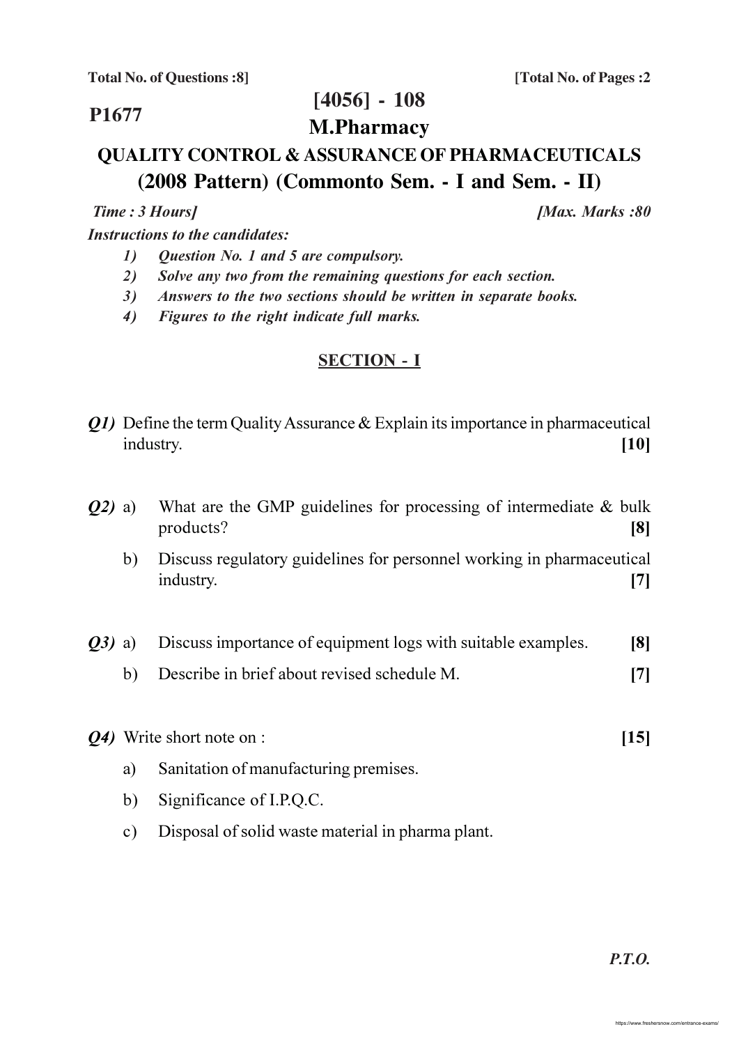**Total No. of Questions :8]** **[Total No. of Pages :2**

**P1677**

# [4056] - 108

# M.Pharmacy

## QUALITY CONTROL & ASSURANCE OF PHARMACEUTICALS
## (2008 Pattern) (Commonto Sem. - I and Sem. - II)

***Time : 3 Hours]*** ***[Max. Marks :80***

***Instructions to the candidates:***

1) *Question No. 1 and 5 are compulsory.*
2) *Solve any two from the remaining questions for each section.*
3) *Answers to the two sections should be written in separate books.*
4) *Figures to the right indicate full marks.*

### SECTION - I

***Q1)*** Define the term Quality Assurance & Explain its importance in pharmaceutical industry. **[10]**

***Q2)*** a) What are the GMP guidelines for processing of intermediate & bulk products? **[8]**

b) Discuss regulatory guidelines for personnel working in pharmaceutical industry. **[7]**

***Q3)*** a) Discuss importance of equipment logs with suitable examples. **[8]**

b) Describe in brief about revised schedule M. **[7]**

***Q4)*** Write short note on : **[15]**

a) Sanitation of manufacturing premises.

b) Significance of I.P.Q.C.

c) Disposal of solid waste material in pharma plant.

***P.T.O.***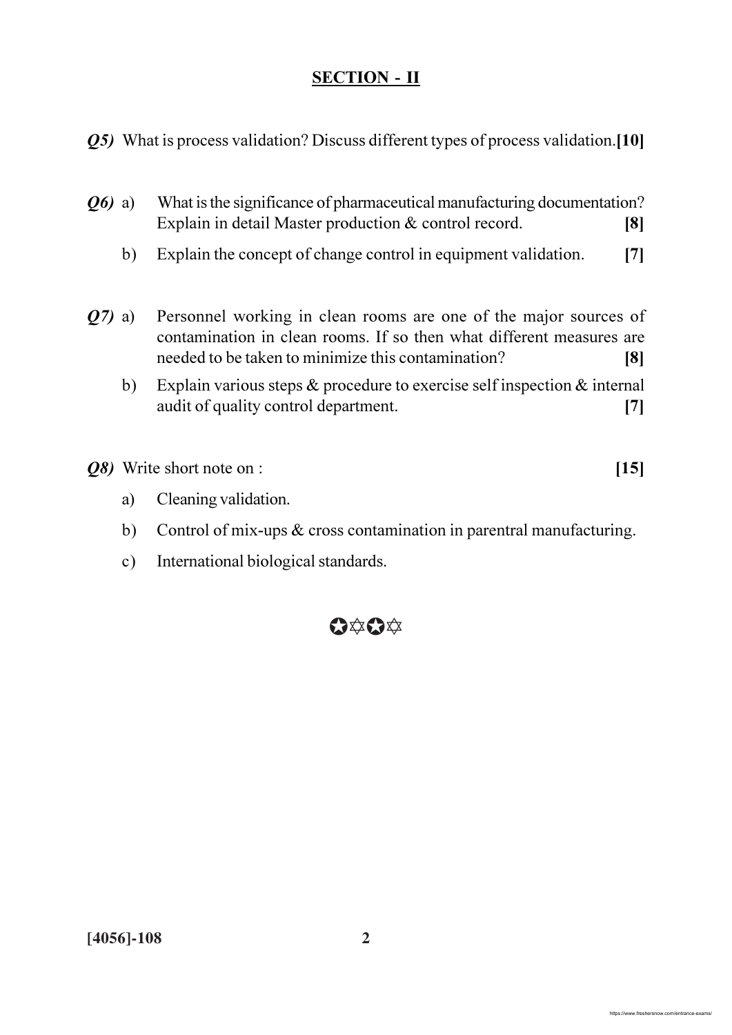## SECTION - II

***Q5)*** What is process validation? Discuss different types of process validation. **[10]**

***Q6)*** a) What is the significance of pharmaceutical manufacturing documentation? Explain in detail Master production & control record. **[8]**

b) Explain the concept of change control in equipment validation. **[7]**

***Q7)*** a) Personnel working in clean rooms are one of the major sources of contamination in clean rooms. If so then what different measures are needed to be taken to minimize this contamination? **[8]**

b) Explain various steps & procedure to exercise self inspection & internal audit of quality control department. **[7]**

***Q8)*** Write short note on : **[15]**

a) Cleaning validation.

b) Control of mix-ups & cross contamination in parentral manufacturing.

c) International biological standards.

✪✡✪✡

**[4056]-108**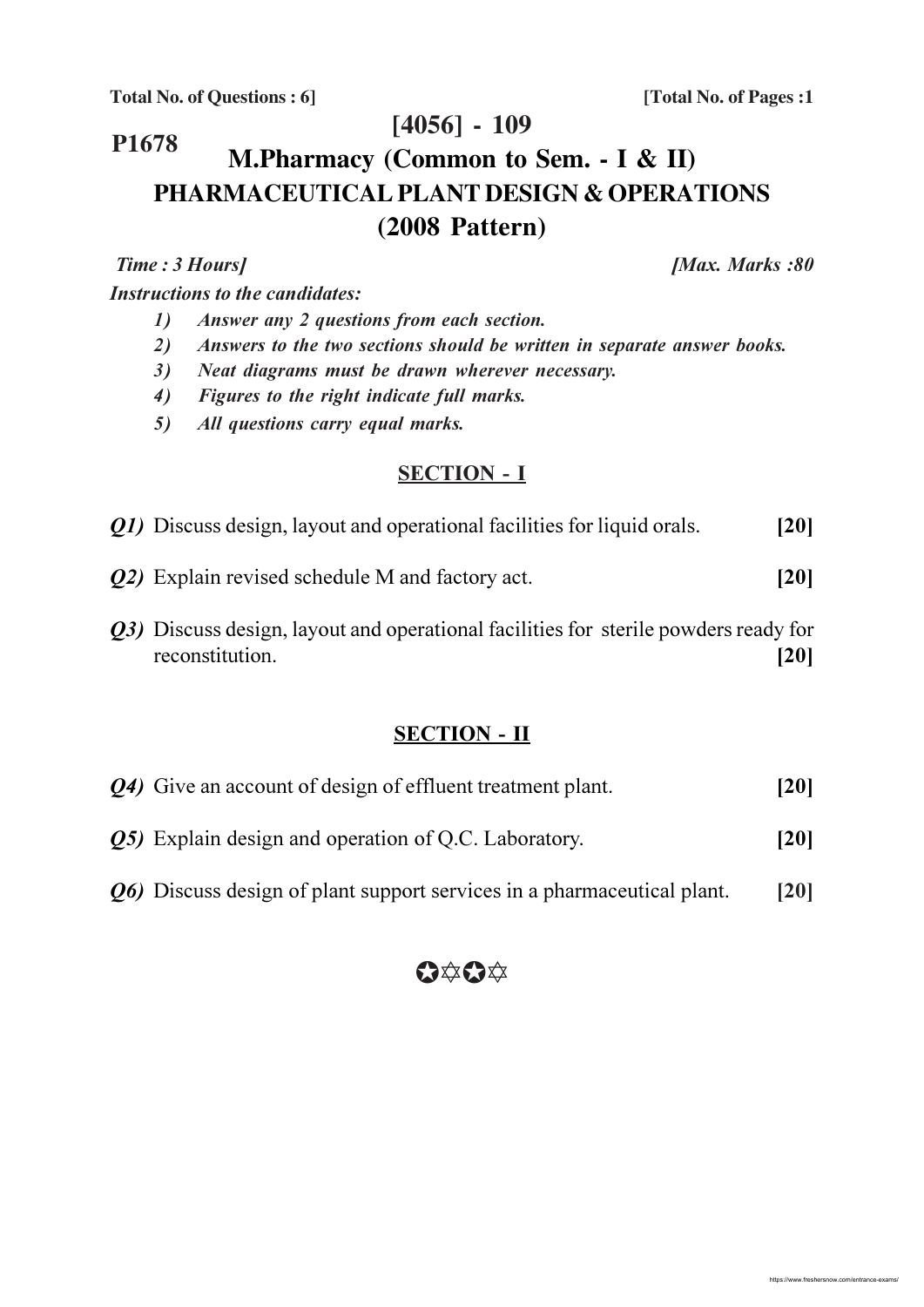Total No. of Questions : 6] [Total No. of Pages :1

**P1678**

# [4056] - 109

# M.Pharmacy (Common to Sem. - I & II)

# PHARMACEUTICAL PLANT DESIGN & OPERATIONS

# (2008 Pattern)

*Time : 3 Hours]* *[Max. Marks :80*

***Instructions to the candidates:***

1) *Answer any 2 questions from each section.*
2) *Answers to the two sections should be written in separate answer books.*
3) *Neat diagrams must be drawn wherever necessary.*
4) *Figures to the right indicate full marks.*
5) *All questions carry equal marks.*

## SECTION - I

***Q1)*** Discuss design, layout and operational facilities for liquid orals. **[20]**

***Q2)*** Explain revised schedule M and factory act. **[20]**

***Q3)*** Discuss design, layout and operational facilities for sterile powders ready for reconstitution. **[20]**

## SECTION - II

***Q4)*** Give an account of design of effluent treatment plant. **[20]**

***Q5)*** Explain design and operation of Q.C. Laboratory. **[20]**

***Q6)*** Discuss design of plant support services in a pharmaceutical plant. **[20]**

✪✡✪✡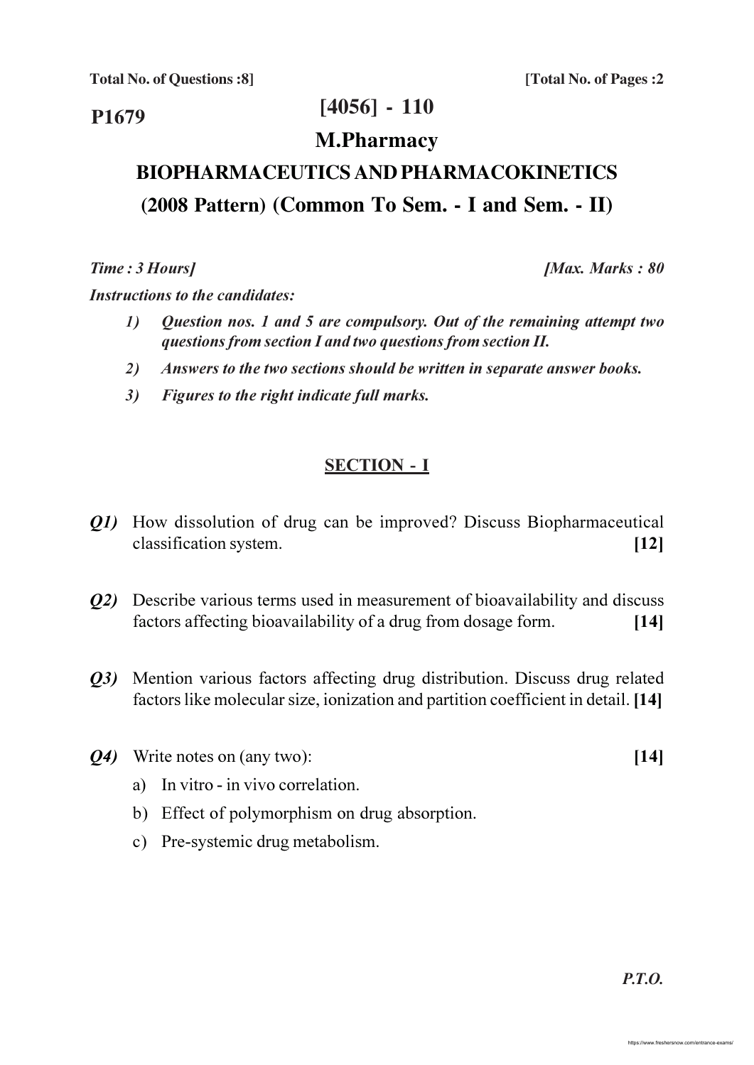**Total No. of Questions :8]** **[Total No. of Pages :2**

**P1679**

# [4056] - 110

## M.Pharmacy

## BIOPHARMACEUTICS AND PHARMACOKINETICS

## (2008 Pattern) (Common To Sem. - I and Sem. - II)

*Time : 3 Hours]* *[Max. Marks : 80*

*Instructions to the candidates:*

1) *Question nos. 1 and 5 are compulsory. Out of the remaining attempt two questions from section I and two questions from section II.*
2) *Answers to the two sections should be written in separate answer books.*
3) *Figures to the right indicate full marks.*

### SECTION - I

***Q1)*** How dissolution of drug can be improved? Discuss Biopharmaceutical classification system. **[12]**

***Q2)*** Describe various terms used in measurement of bioavailability and discuss factors affecting bioavailability of a drug from dosage form. **[14]**

***Q3)*** Mention various factors affecting drug distribution. Discuss drug related factors like molecular size, ionization and partition coefficient in detail. **[14]**

***Q4)*** Write notes on (any two): **[14]**

a) In vitro - in vivo correlation.

b) Effect of polymorphism on drug absorption.

c) Pre-systemic drug metabolism.

*P.T.O.*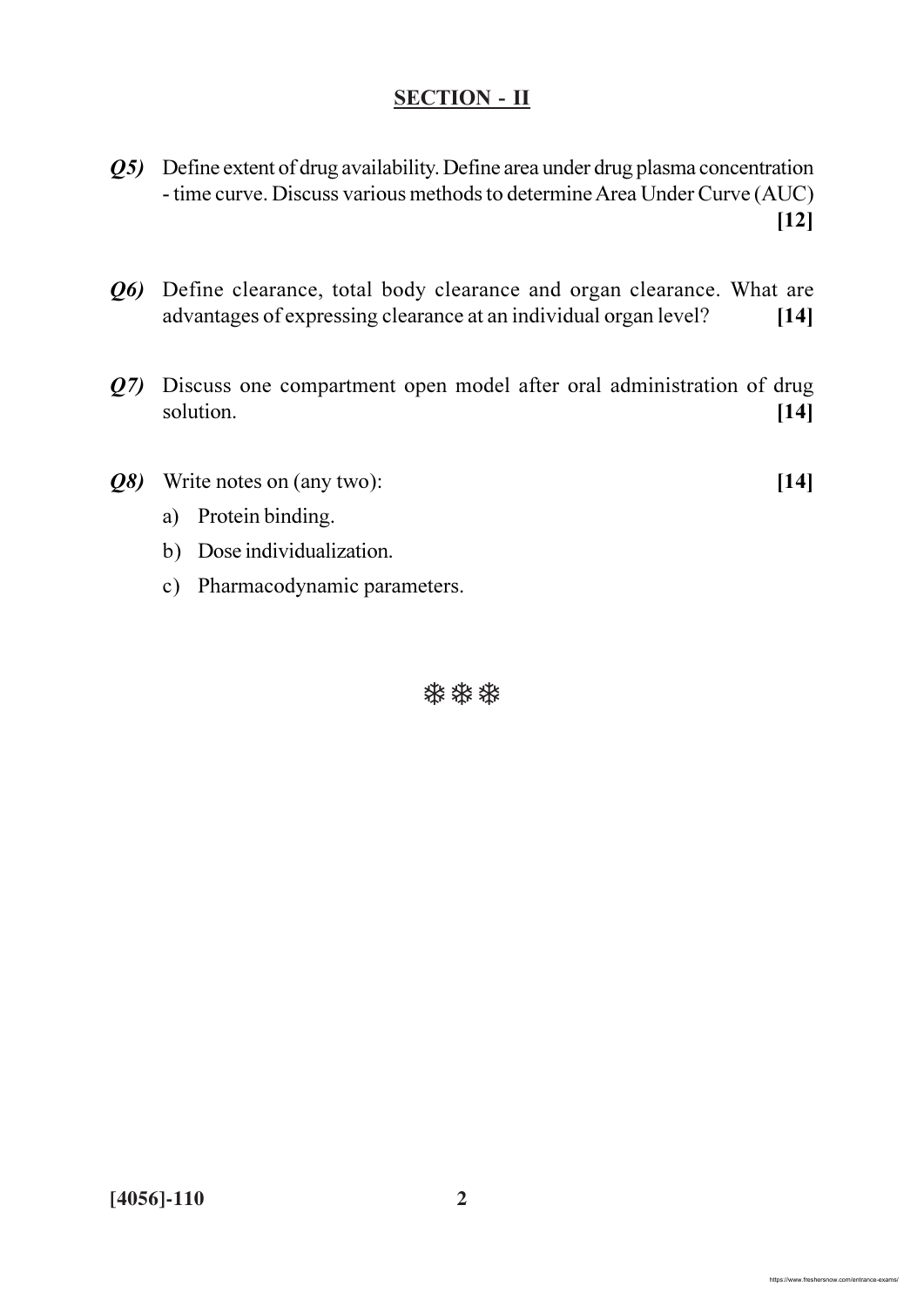## SECTION - II

***Q5)*** Define extent of drug availability. Define area under drug plasma concentration - time curve. Discuss various methods to determine Area Under Curve (AUC) **[12]**

***Q6)*** Define clearance, total body clearance and organ clearance. What are advantages of expressing clearance at an individual organ level? **[14]**

***Q7)*** Discuss one compartment open model after oral administration of drug solution. **[14]**

***Q8)*** Write notes on (any two): **[14]**

a) Protein binding.

b) Dose individualization.

c) Pharmacodynamic parameters.

❄❄❄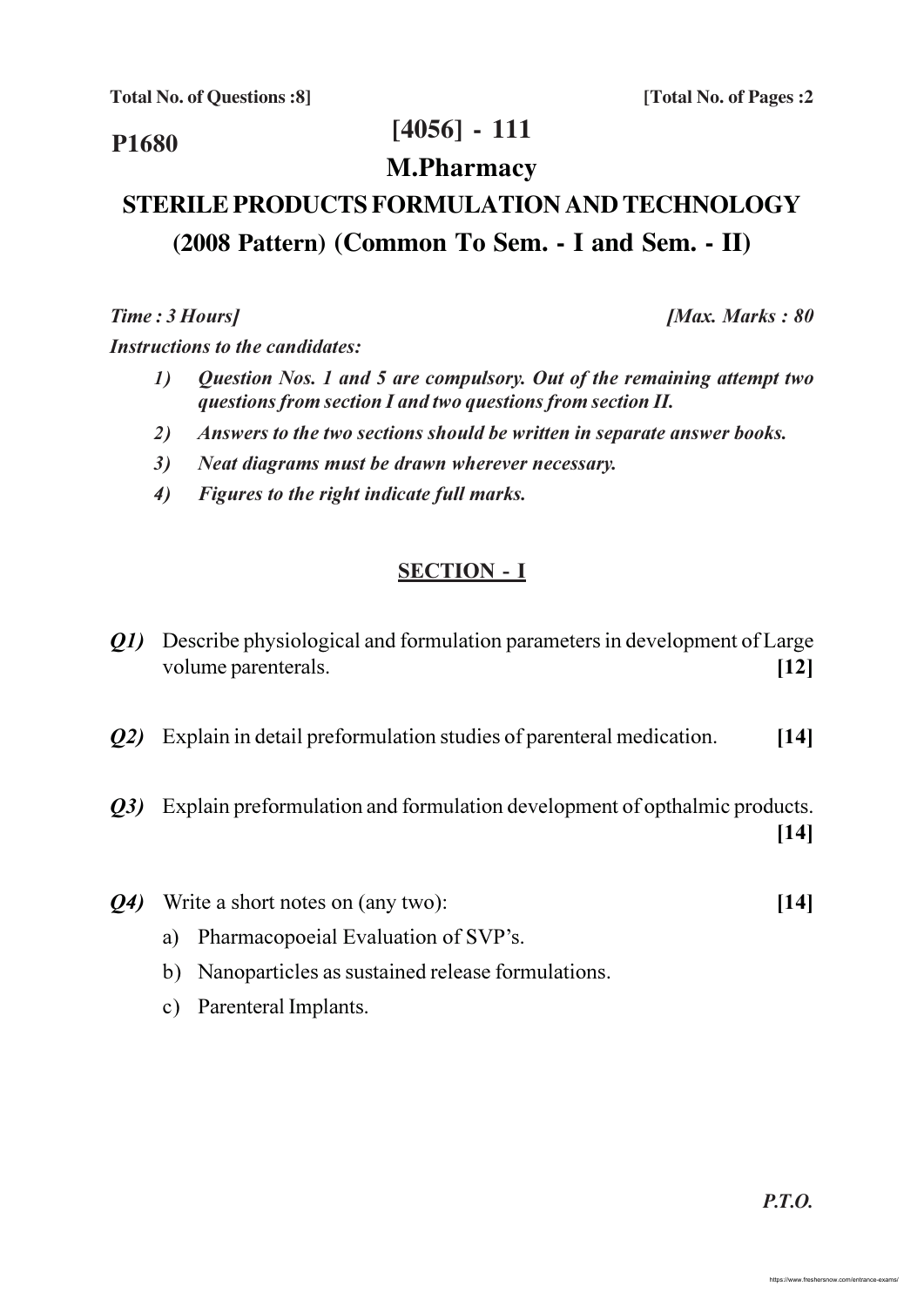Total No. of Questions :8] [Total No. of Pages :2

**P1680**

# [4056] - 111

## M.Pharmacy

## STERILE PRODUCTS FORMULATION AND TECHNOLOGY

## (2008 Pattern) (Common To Sem. - I and Sem. - II)

*Time : 3 Hours]* *[Max. Marks : 80*

*Instructions to the candidates:*

1) *Question Nos. 1 and 5 are compulsory. Out of the remaining attempt two questions from section I and two questions from section II.*
2) *Answers to the two sections should be written in separate answer books.*
3) *Neat diagrams must be drawn wherever necessary.*
4) *Figures to the right indicate full marks.*

### SECTION - I

***Q1)*** Describe physiological and formulation parameters in development of Large volume parenterals. **[12]**

***Q2)*** Explain in detail preformulation studies of parenteral medication. **[14]**

***Q3)*** Explain preformulation and formulation development of opthalmic products. **[14]**

***Q4)*** Write a short notes on (any two): **[14]**

a) Pharmacopoeial Evaluation of SVP's.

b) Nanoparticles as sustained release formulations.

c) Parenteral Implants.

*P.T.O.*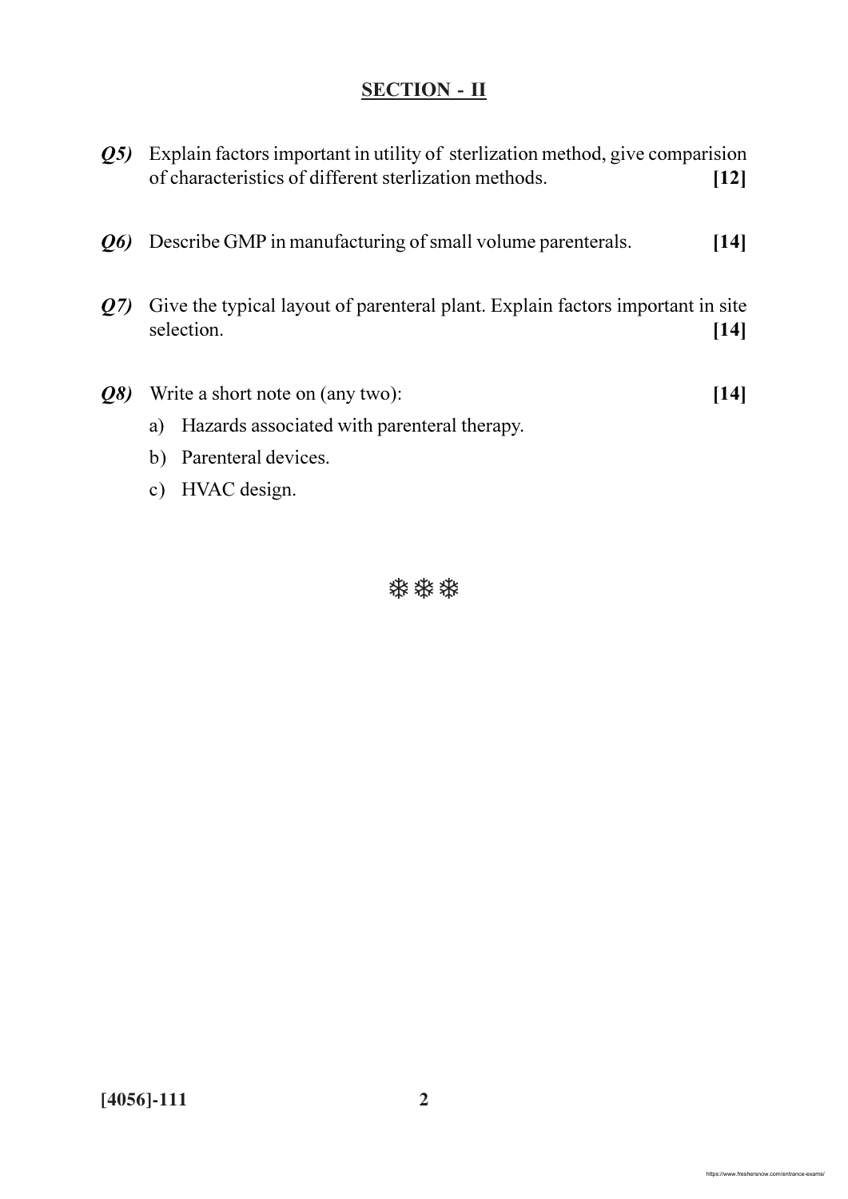## SECTION - II

***Q5)*** Explain factors important in utility of sterlization method, give comparision of characteristics of different sterlization methods. **[12]**

***Q6)*** Describe GMP in manufacturing of small volume parenterals. **[14]**

***Q7)*** Give the typical layout of parenteral plant. Explain factors important in site selection. **[14]**

***Q8)*** Write a short note on (any two): **[14]**

a) Hazards associated with parenteral therapy.

b) Parenteral devices.

c) HVAC design.

❄ ❄ ❄

**[4056]-111**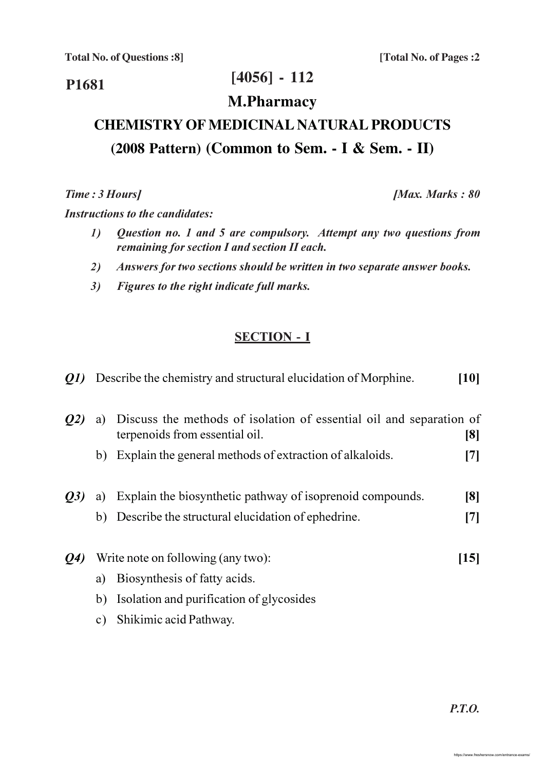**Total No. of Questions :8]** **[Total No. of Pages :2**

**P1681**

# [4056] - 112

## M.Pharmacy

## CHEMISTRY OF MEDICINAL NATURAL PRODUCTS

## (2008 Pattern) (Common to Sem. - I & Sem. - II)

***Time : 3 Hours]*** ***[Max. Marks : 80***

***Instructions to the candidates:***

1) *Question no. 1 and 5 are compulsory. Attempt any two questions from remaining for section I and section II each.*
2) *Answers for two sections should be written in two separate answer books.*
3) *Figures to the right indicate full marks.*

### SECTION - I

***Q1)*** Describe the chemistry and structural elucidation of Morphine. **[10]**

***Q2)*** a) Discuss the methods of isolation of essential oil and separation of terpenoids from essential oil. **[8]**

b) Explain the general methods of extraction of alkaloids. **[7]**

***Q3)*** a) Explain the biosynthetic pathway of isoprenoid compounds. **[8]**

b) Describe the structural elucidation of ephedrine. **[7]**

***Q4)*** Write note on following (any two): **[15]**

a) Biosynthesis of fatty acids.

b) Isolation and purification of glycosides

c) Shikimic acid Pathway.

***P.T.O.***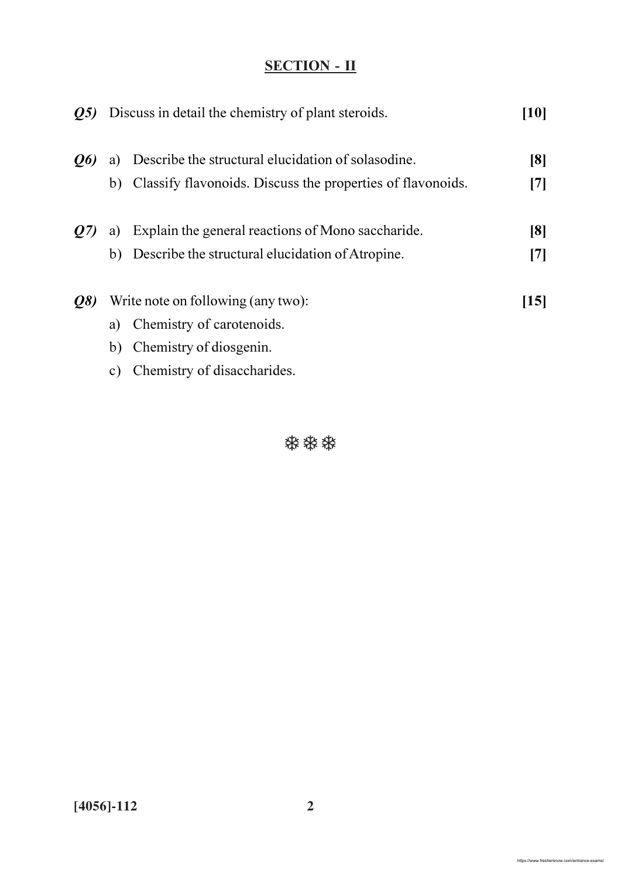## SECTION - II

***Q5)*** Discuss in detail the chemistry of plant steroids. **[10]**

***Q6)*** a) Describe the structural elucidation of solasodine. **[8]**

b) Classify flavonoids. Discuss the properties of flavonoids. **[7]**

***Q7)*** a) Explain the general reactions of Mono saccharide. **[8]**

b) Describe the structural elucidation of Atropine. **[7]**

***Q8)*** Write note on following (any two): **[15]**

a) Chemistry of carotenoids.

b) Chemistry of diosgenin.

c) Chemistry of disaccharides.

❄❄❄

**[4056]-112**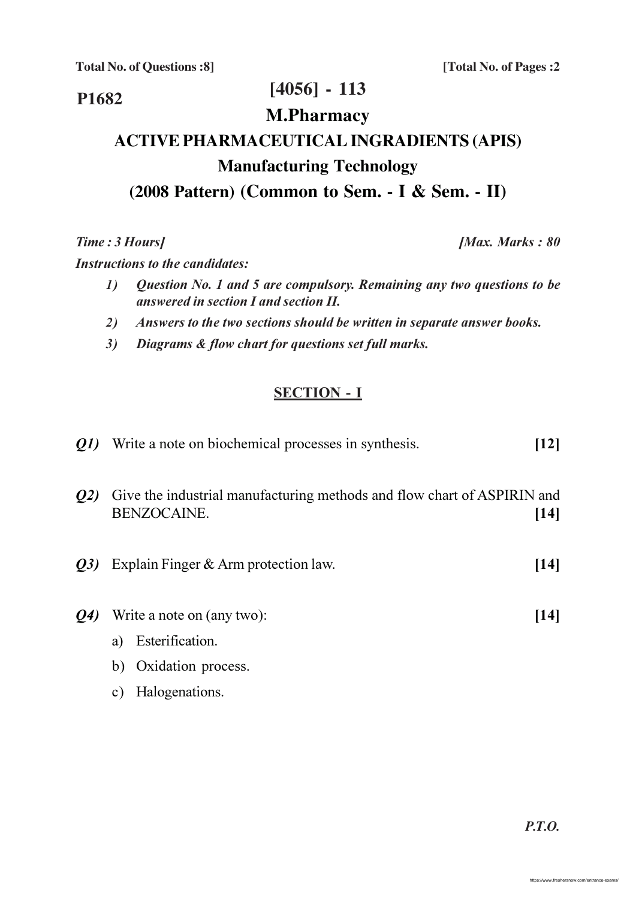Total No. of Questions :8] [Total No. of Pages :2

**P1682**

# [4056] - 113

## M.Pharmacy

## ACTIVE PHARMACEUTICAL INGRADIENTS (APIS)

## Manufacturing Technology

## (2008 Pattern) (Common to Sem. - I & Sem. - II)

***Time : 3 Hours]*** ***[Max. Marks : 80***

***Instructions to the candidates:***

1) ***Question No. 1 and 5 are compulsory. Remaining any two questions to be answered in section I and section II.***
2) ***Answers to the two sections should be written in separate answer books.***
3) ***Diagrams & flow chart for questions set full marks.***

### SECTION - I

***Q1)*** Write a note on biochemical processes in synthesis. **[12]**

***Q2)*** Give the industrial manufacturing methods and flow chart of ASPIRIN and BENZOCAINE. **[14]**

***Q3)*** Explain Finger & Arm protection law. **[14]**

***Q4)*** Write a note on (any two): **[14]**

a) Esterification.

b) Oxidation process.

c) Halogenations.

*P.T.O.*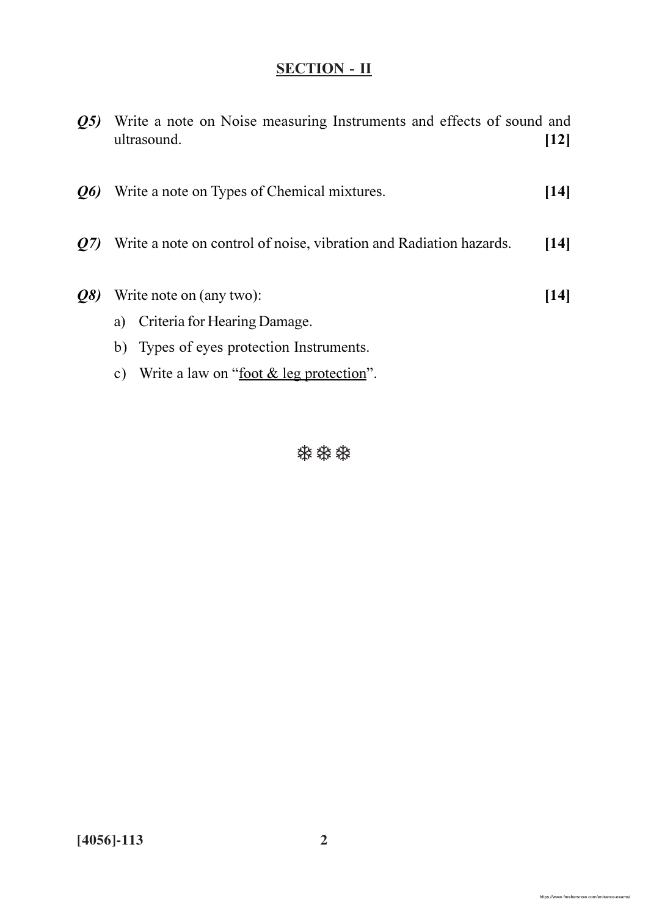## SECTION - II

***Q5)*** Write a note on Noise measuring Instruments and effects of sound and ultrasound. **[12]**

***Q6)*** Write a note on Types of Chemical mixtures. **[14]**

***Q7)*** Write a note on control of noise, vibration and Radiation hazards. **[14]**

***Q8)*** Write note on (any two): **[14]**

a) Criteria for Hearing Damage.

b) Types of eyes protection Instruments.

c) Write a law on "<u>foot & leg protection</u>".

❄❄❄

**[4056]-113**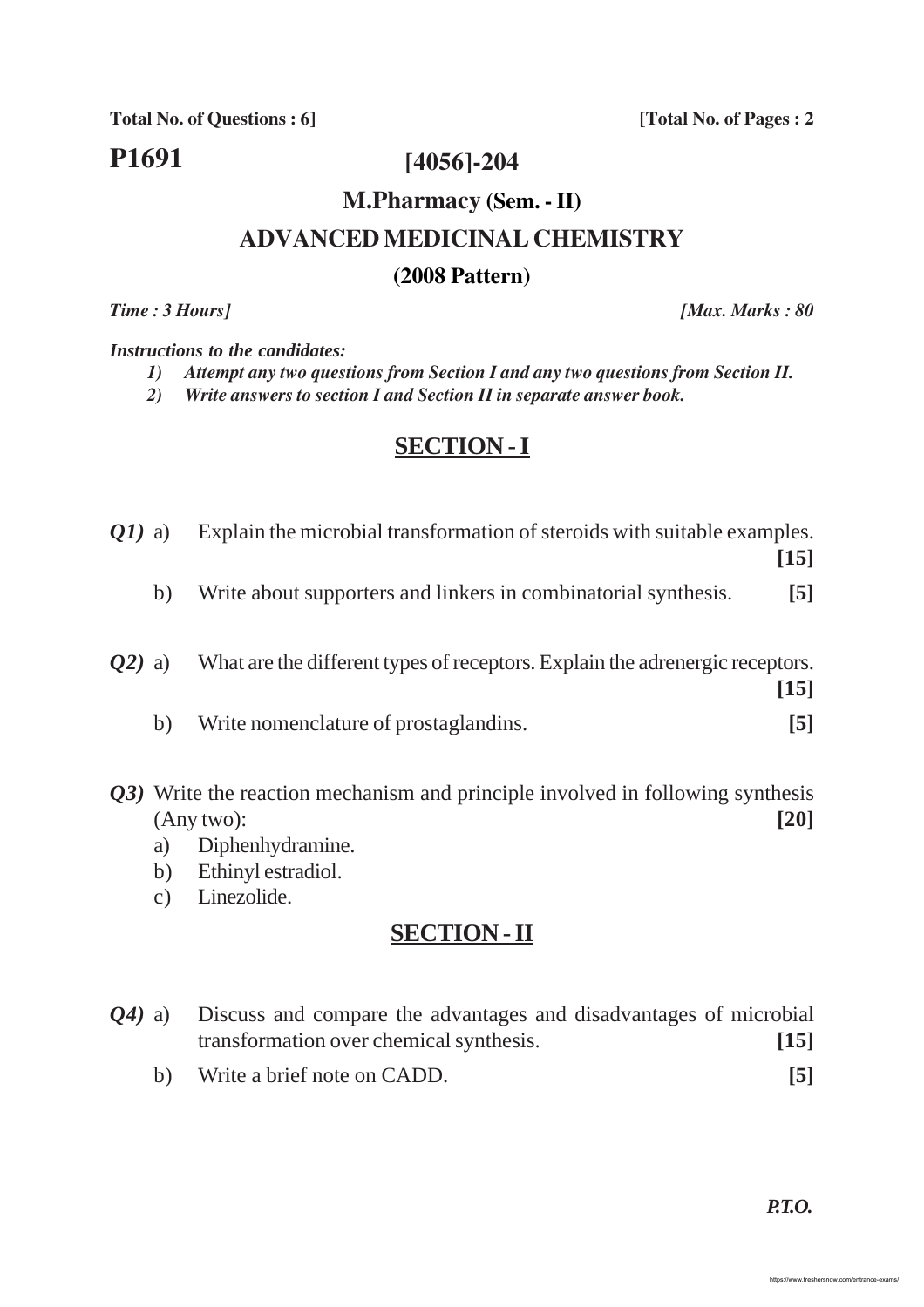**Total No. of Questions : 6]** **[Total No. of Pages : 2**

**P1691**

# [4056]-204

## M.Pharmacy (Sem. - II)

## ADVANCED MEDICINAL CHEMISTRY

### (2008 Pattern)

*Time : 3 Hours]* *[Max. Marks : 80*

***Instructions to the candidates:***

1) *Attempt any two questions from Section I and any two questions from Section II.*
2) *Write answers to section I and Section II in separate answer book.*

## SECTION - I

***Q1)*** a) Explain the microbial transformation of steroids with suitable examples. **[15]**

b) Write about supporters and linkers in combinatorial synthesis. **[5]**

***Q2)*** a) What are the different types of receptors. Explain the adrenergic receptors. **[15]**

b) Write nomenclature of prostaglandins. **[5]**

***Q3)*** Write the reaction mechanism and principle involved in following synthesis (Any two): **[20]**

a) Diphenhydramine.

b) Ethinyl estradiol.

c) Linezolide.

## SECTION - II

***Q4)*** a) Discuss and compare the advantages and disadvantages of microbial transformation over chemical synthesis. **[15]**

b) Write a brief note on CADD. **[5]**

***P.T.O.***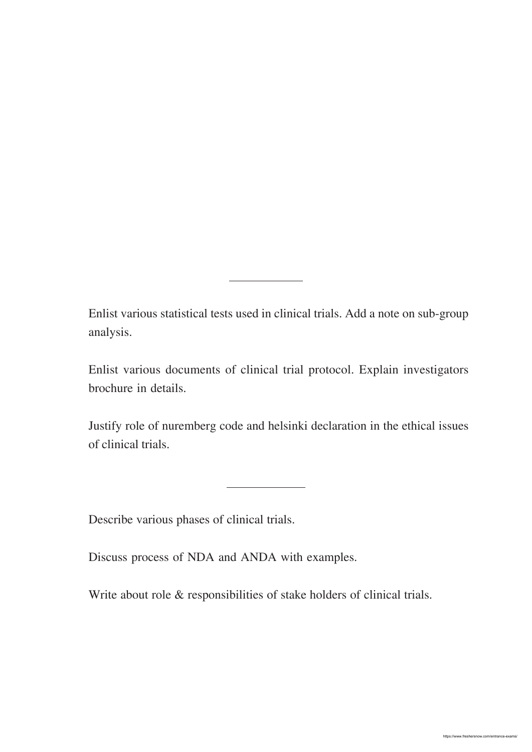---

Enlist various statistical tests used in clinical trials. Add a note on sub-group analysis.

Enlist various documents of clinical trial protocol. Explain investigators brochure in details.

Justify role of nuremberg code and helsinki declaration in the ethical issues of clinical trials.

---

Describe various phases of clinical trials.

Discuss process of NDA and ANDA with examples.

Write about role & responsibilities of stake holders of clinical trials.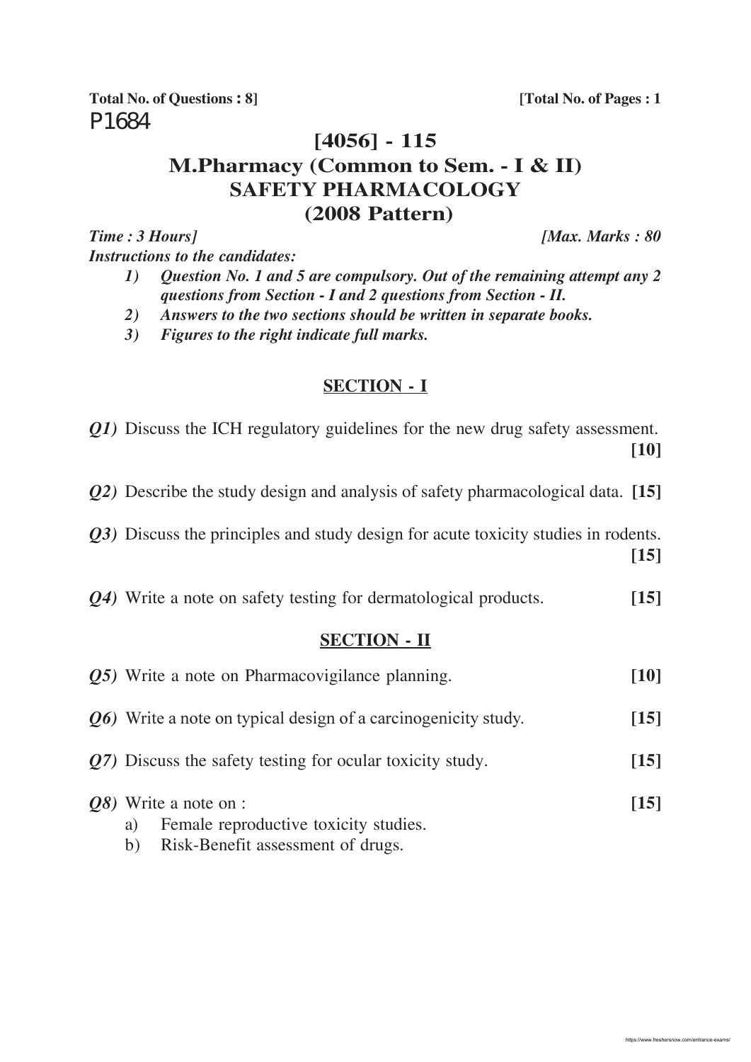**Total No. of Questions : 8]** **[Total No. of Pages : 1**

P1684

# [4056] - 115

# M.Pharmacy (Common to Sem. - I & II)

# SAFETY PHARMACOLOGY

# (2008 Pattern)

***Time : 3 Hours]*** ***[Max. Marks : 80***

***Instructions to the candidates:***

1) ***Question No. 1 and 5 are compulsory. Out of the remaining attempt any 2 questions from Section - I and 2 questions from Section - II.***
2) ***Answers to the two sections should be written in separate books.***
3) ***Figures to the right indicate full marks.***

## SECTION - I

***Q1)*** Discuss the ICH regulatory guidelines for the new drug safety assessment. **[10]**

***Q2)*** Describe the study design and analysis of safety pharmacological data. **[15]**

***Q3)*** Discuss the principles and study design for acute toxicity studies in rodents. **[15]**

***Q4)*** Write a note on safety testing for dermatological products. **[15]**

## SECTION - II

***Q5)*** Write a note on Pharmacovigilance planning. **[10]**

***Q6)*** Write a note on typical design of a carcinogenicity study. **[15]**

***Q7)*** Discuss the safety testing for ocular toxicity study. **[15]**

***Q8)*** Write a note on : **[15]**

a) Female reproductive toxicity studies.

b) Risk-Benefit assessment of drugs.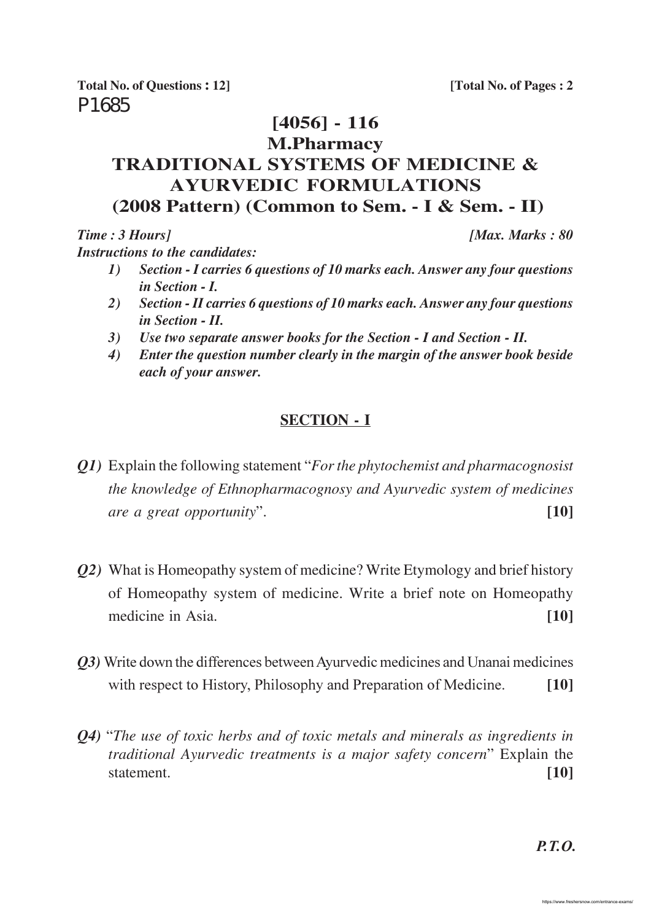**Total No. of Questions : 12]** **[Total No. of Pages : 2**

P1685

# [4056] - 116

# M.Pharmacy

# TRADITIONAL SYSTEMS OF MEDICINE & AYURVEDIC FORMULATIONS

# (2008 Pattern) (Common to Sem. - I & Sem. - II)

***Time : 3 Hours]*** ***[Max. Marks : 80***

***Instructions to the candidates:***

1) *Section - I carries 6 questions of 10 marks each. Answer any four questions in Section - I.*
2) *Section - II carries 6 questions of 10 marks each. Answer any four questions in Section - II.*
3) *Use two separate answer books for the Section - I and Section - II.*
4) *Enter the question number clearly in the margin of the answer book beside each of your answer.*

## SECTION - I

***Q1)*** Explain the following statement "*For the phytochemist and pharmacognosist the knowledge of Ethnopharmacognosy and Ayurvedic system of medicines are a great opportunity*". **[10]**

***Q2)*** What is Homeopathy system of medicine? Write Etymology and brief history of Homeopathy system of medicine. Write a brief note on Homeopathy medicine in Asia. **[10]**

***Q3)*** Write down the differences between Ayurvedic medicines and Unanai medicines with respect to History, Philosophy and Preparation of Medicine. **[10]**

***Q4)*** "*The use of toxic herbs and of toxic metals and minerals as ingredients in traditional Ayurvedic treatments is a major safety concern*" Explain the statement. **[10]**

***P.T.O.***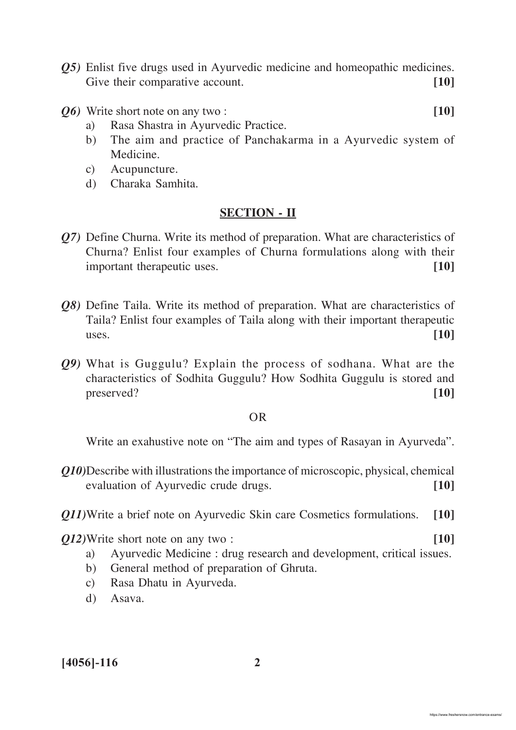*Q5)* Enlist five drugs used in Ayurvedic medicine and homeopathic medicines. Give their comparative account. **[10]**

*Q6)* Write short note on any two : **[10]**

a) Rasa Shastra in Ayurvedic Practice.

b) The aim and practice of Panchakarma in a Ayurvedic system of Medicine.

c) Acupuncture.

d) Charaka Samhita.

## SECTION - II

*Q7)* Define Churna. Write its method of preparation. What are characteristics of Churna? Enlist four examples of Churna formulations along with their important therapeutic uses. **[10]**

*Q8)* Define Taila. Write its method of preparation. What are characteristics of Taila? Enlist four examples of Taila along with their important therapeutic uses. **[10]**

*Q9)* What is Guggulu? Explain the process of sodhana. What are the characteristics of Sodhita Guggulu? How Sodhita Guggulu is stored and preserved? **[10]**

OR

Write an exahustive note on "The aim and types of Rasayan in Ayurveda".

*Q10)* Describe with illustrations the importance of microscopic, physical, chemical evaluation of Ayurvedic crude drugs. **[10]**

*Q11)* Write a brief note on Ayurvedic Skin care Cosmetics formulations. **[10]**

*Q12)* Write short note on any two : **[10]**

a) Ayurvedic Medicine : drug research and development, critical issues.

b) General method of preparation of Ghruta.

c) Rasa Dhatu in Ayurveda.

d) Asava.

**[4056]-116**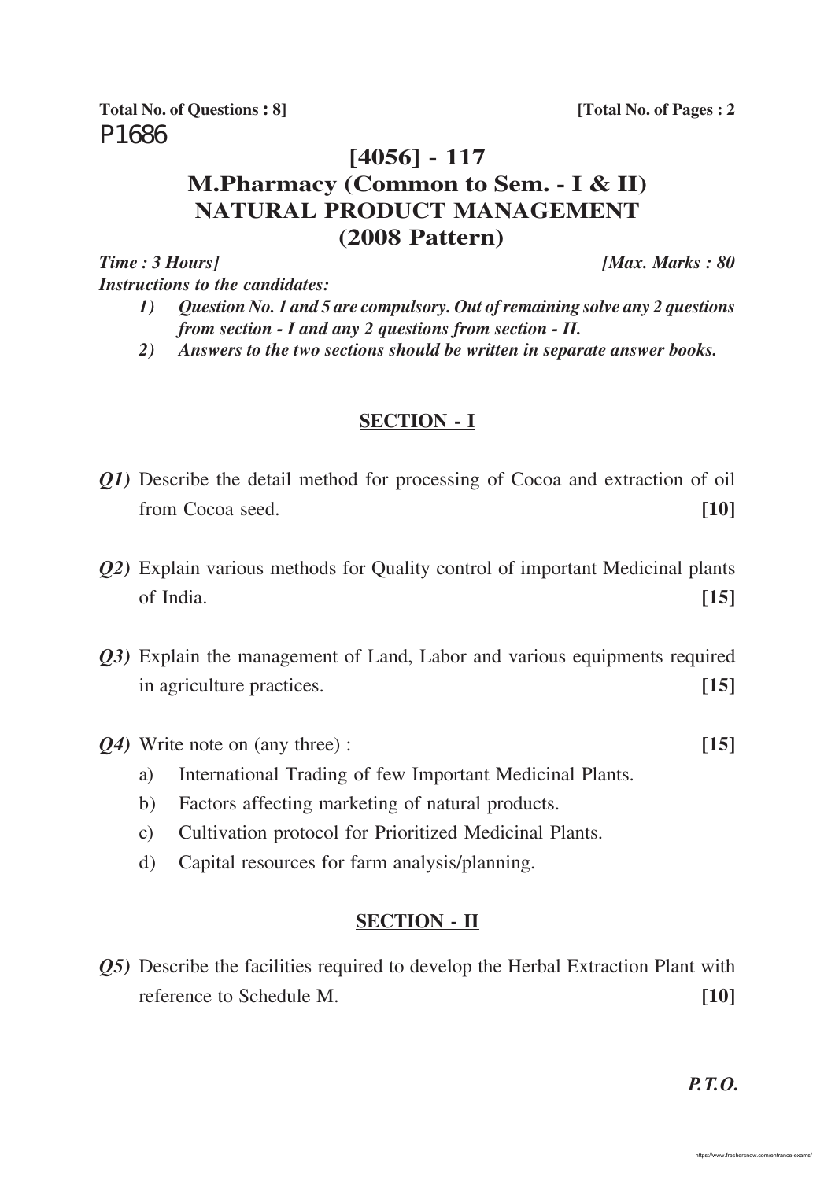**Total No. of Questions : 8]** **[Total No. of Pages : 2**

P1686

# [4056] - 117

## M.Pharmacy (Common to Sem. - I & II)
## NATURAL PRODUCT MANAGEMENT
## (2008 Pattern)

*Time : 3 Hours]* *[Max. Marks : 80*

*Instructions to the candidates:*

1) *Question No. 1 and 5 are compulsory. Out of remaining solve any 2 questions from section - I and any 2 questions from section - II.*
2) *Answers to the two sections should be written in separate answer books.*

### SECTION - I

*Q1)* Describe the detail method for processing of Cocoa and extraction of oil from Cocoa seed. **[10]**

*Q2)* Explain various methods for Quality control of important Medicinal plants of India. **[15]**

*Q3)* Explain the management of Land, Labor and various equipments required in agriculture practices. **[15]**

*Q4)* Write note on (any three) : **[15]**

a) International Trading of few Important Medicinal Plants.
b) Factors affecting marketing of natural products.
c) Cultivation protocol for Prioritized Medicinal Plants.
d) Capital resources for farm analysis/planning.

### SECTION - II

*Q5)* Describe the facilities required to develop the Herbal Extraction Plant with reference to Schedule M. **[10]**

***P.T.O.***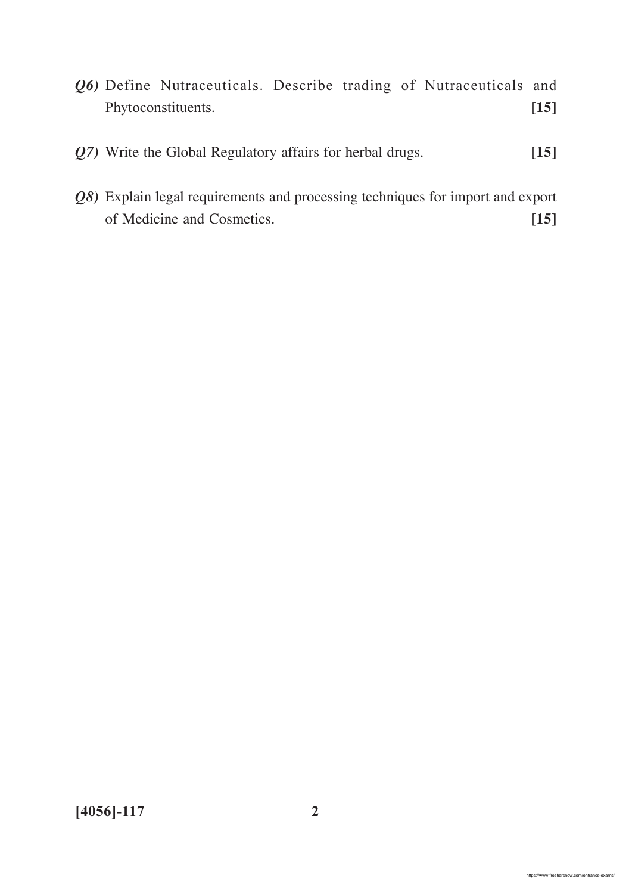***Q6)*** Define Nutraceuticals. Describe trading of Nutraceuticals and Phytoconstituents. **[15]**

***Q7)*** Write the Global Regulatory affairs for herbal drugs. **[15]**

***Q8)*** Explain legal requirements and processing techniques for import and export of Medicine and Cosmetics. **[15]**

**[4056]-117**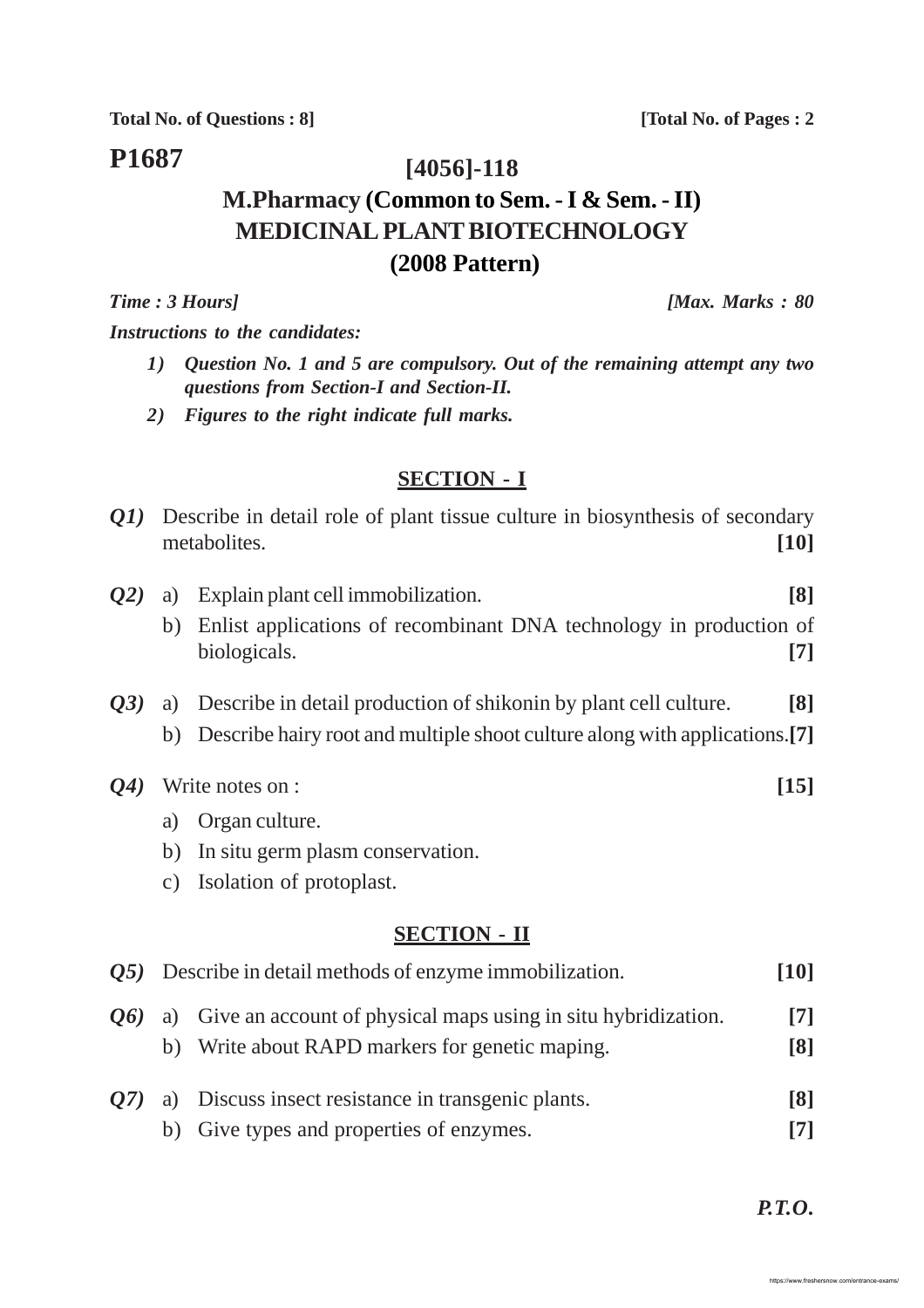**Total No. of Questions : 8]** **[Total No. of Pages : 2**

**P1687**

# [4056]-118

# M.Pharmacy (Common to Sem. - I & Sem. - II)

# MEDICINAL PLANT BIOTECHNOLOGY

# (2008 Pattern)

***Time : 3 Hours]*** ***[Max. Marks : 80***

***Instructions to the candidates:***

1) ***Question No. 1 and 5 are compulsory. Out of the remaining attempt any two questions from Section-I and Section-II.***
2) ***Figures to the right indicate full marks.***

## SECTION - I

***Q1)*** Describe in detail role of plant tissue culture in biosynthesis of secondary metabolites. **[10]**

***Q2)*** a) Explain plant cell immobilization. **[8]**

b) Enlist applications of recombinant DNA technology in production of biologicals. **[7]**

***Q3)*** a) Describe in detail production of shikonin by plant cell culture. **[8]**

b) Describe hairy root and multiple shoot culture along with applications. **[7]**

***Q4)*** Write notes on : **[15]**

a) Organ culture.

b) In situ germ plasm conservation.

c) Isolation of protoplast.

## SECTION - II

***Q5)*** Describe in detail methods of enzyme immobilization. **[10]**

***Q6)*** a) Give an account of physical maps using in situ hybridization. **[7]**

b) Write about RAPD markers for genetic maping. **[8]**

***Q7)*** a) Discuss insect resistance in transgenic plants. **[8]**

b) Give types and properties of enzymes. **[7]**

***P.T.O.***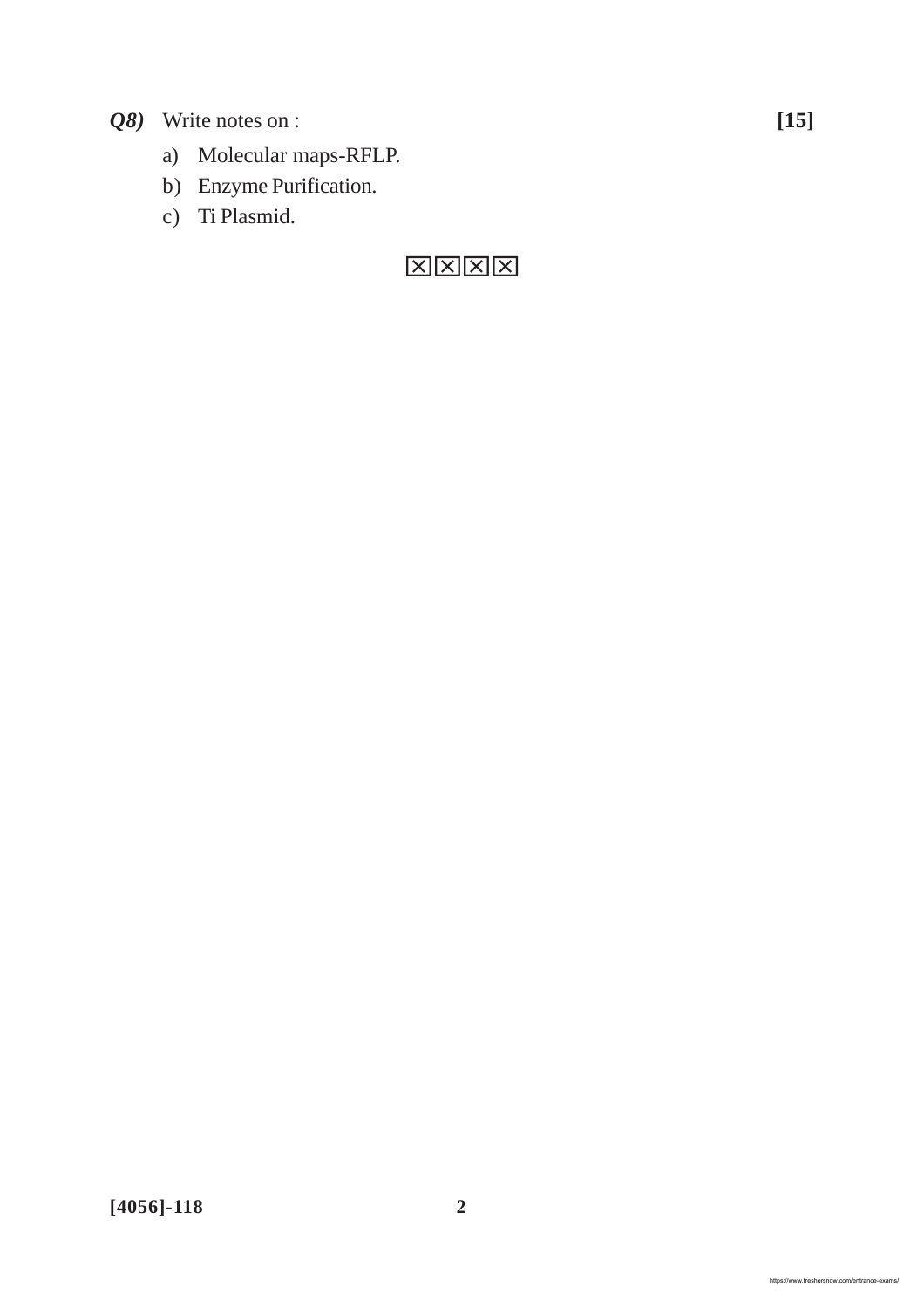***Q8)*** Write notes on : **[15]**

a) Molecular maps-RFLP.

b) Enzyme Purification.

c) Ti Plasmid.

☒☒☒☒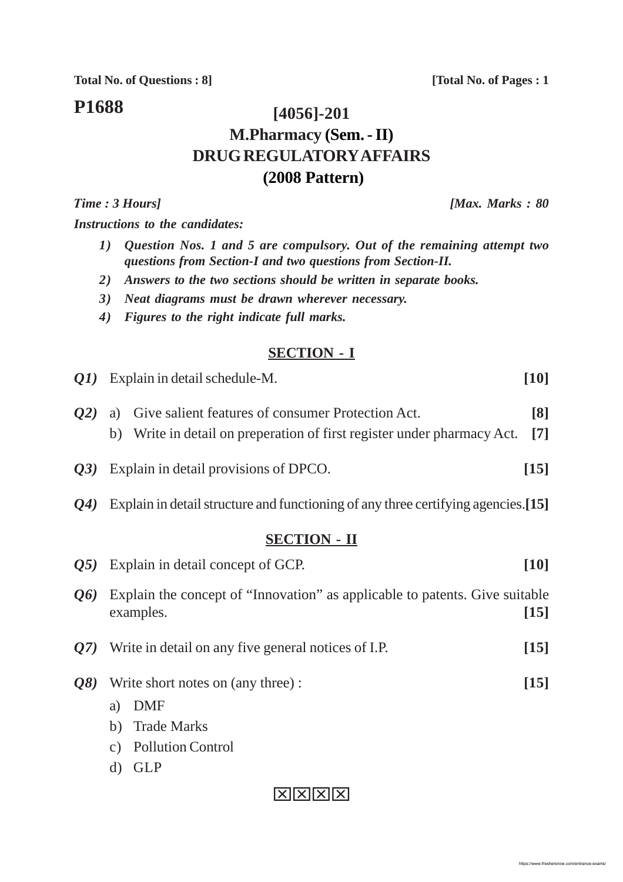**Total No. of Questions : 8]** **[Total No. of Pages : 1**

**P1688**

# [4056]-201
# M.Pharmacy (Sem. - II)
# DRUG REGULATORY AFFAIRS
# (2008 Pattern)

***Time : 3 Hours]*** ***[Max. Marks : 80***

***Instructions to the candidates:***

1) ***Question Nos. 1 and 5 are compulsory. Out of the remaining attempt two questions from Section-I and two questions from Section-II.***
2) ***Answers to the two sections should be written in separate books.***
3) ***Neat diagrams must be drawn wherever necessary.***
4) ***Figures to the right indicate full marks.***

## SECTION - I

***Q1)*** Explain in detail schedule-M. **[10]**

***Q2)*** a) Give salient features of consumer Protection Act. **[8]**

b) Write in detail on preperation of first register under pharmacy Act. **[7]**

***Q3)*** Explain in detail provisions of DPCO. **[15]**

***Q4)*** Explain in detail structure and functioning of any three certifying agencies. **[15]**

## SECTION - II

***Q5)*** Explain in detail concept of GCP. **[10]**

***Q6)*** Explain the concept of "Innovation" as applicable to patents. Give suitable examples. **[15]**

***Q7)*** Write in detail on any five general notices of I.P. **[15]**

***Q8)*** Write short notes on (any three) : **[15]**

a) DMF

b) Trade Marks

c) Pollution Control

d) GLP

☒☒☒☒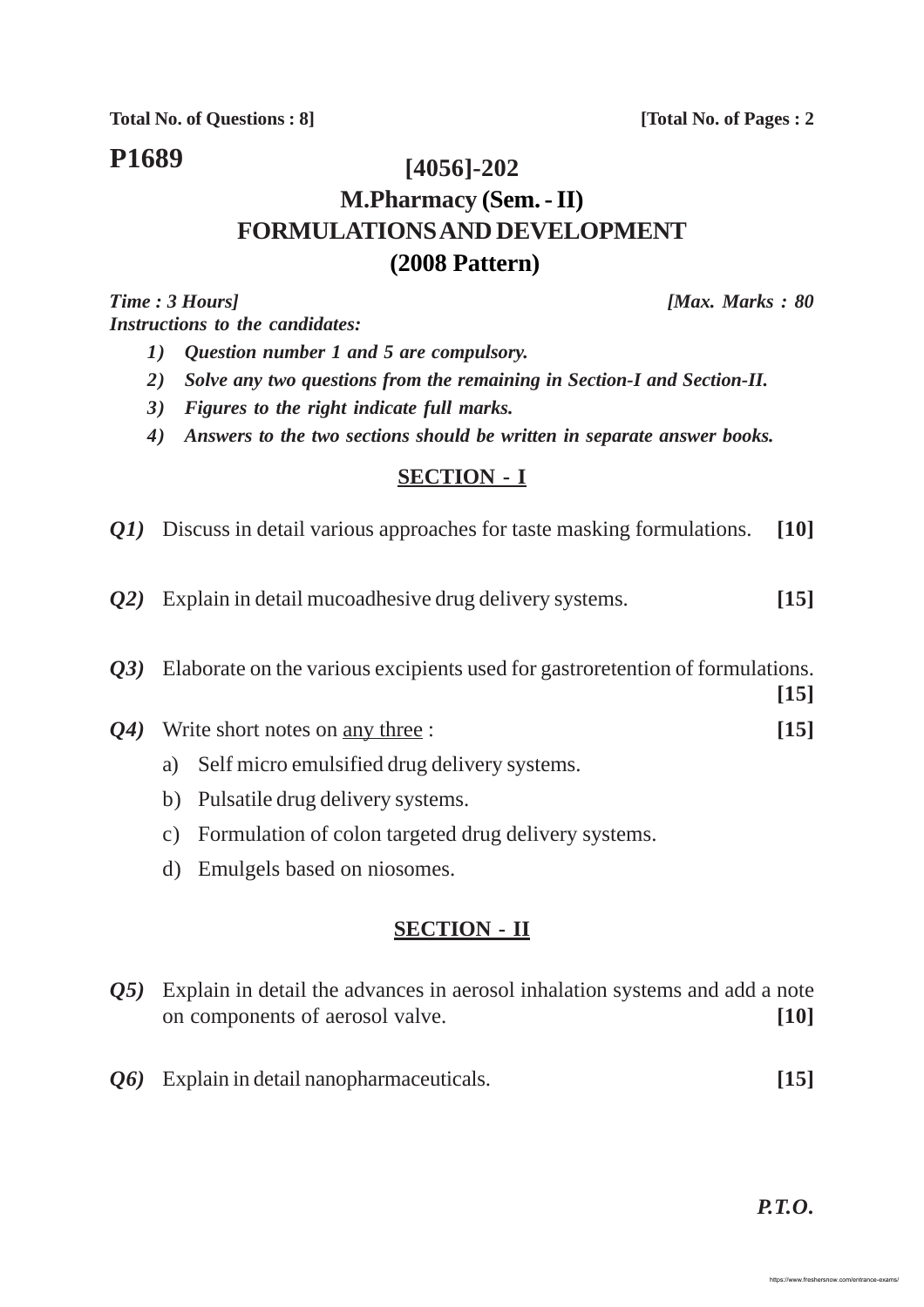**Total No. of Questions : 8]** **[Total No. of Pages : 2**

**P1689**

# [4056]-202

## M.Pharmacy (Sem. - II)

## FORMULATIONS AND DEVELOPMENT

## (2008 Pattern)

***Time : 3 Hours]*** ***[Max. Marks : 80***

***Instructions to the candidates:***

1) ***Question number 1 and 5 are compulsory.***
2) ***Solve any two questions from the remaining in Section-I and Section-II.***
3) ***Figures to the right indicate full marks.***
4) ***Answers to the two sections should be written in separate answer books.***

## SECTION - I

***Q1)*** Discuss in detail various approaches for taste masking formulations. **[10]**

***Q2)*** Explain in detail mucoadhesive drug delivery systems. **[15]**

***Q3)*** Elaborate on the various excipients used for gastroretention of formulations. **[15]**

***Q4)*** Write short notes on <u>any three</u> : **[15]**

a) Self micro emulsified drug delivery systems.

b) Pulsatile drug delivery systems.

c) Formulation of colon targeted drug delivery systems.

d) Emulgels based on niosomes.

## SECTION - II

***Q5)*** Explain in detail the advances in aerosol inhalation systems and add a note on components of aerosol valve. **[10]**

***Q6)*** Explain in detail nanopharmaceuticals. **[15]**

***P.T.O.***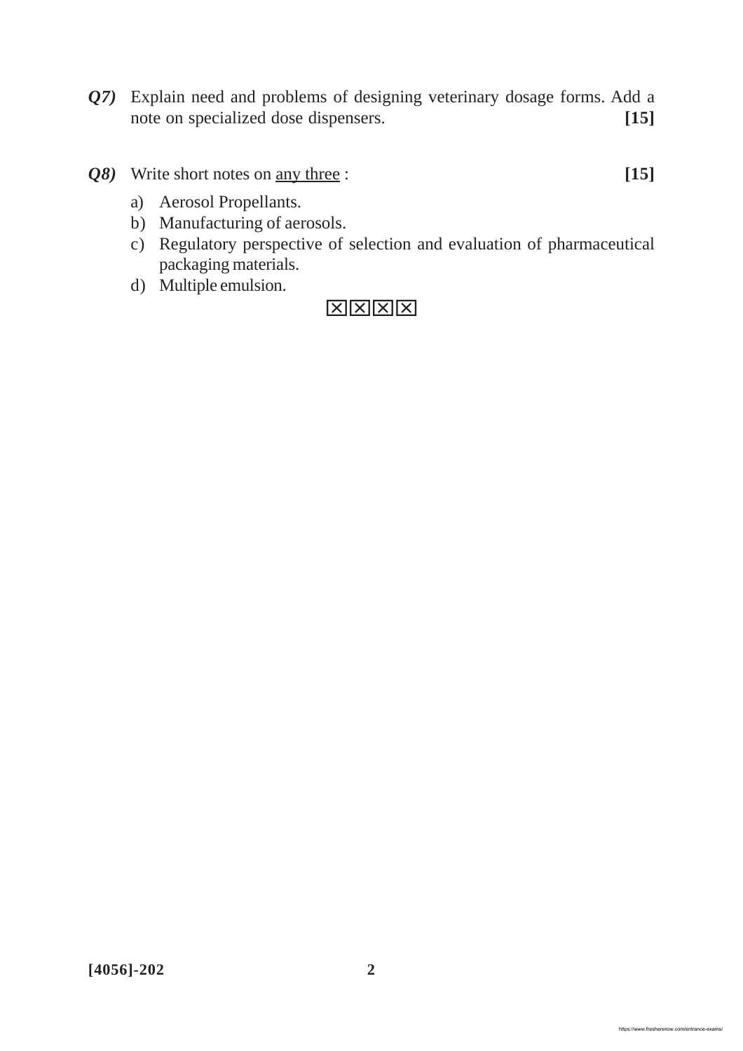***Q7)*** Explain need and problems of designing veterinary dosage forms. Add a note on specialized dose dispensers. **[15]**

***Q8)*** Write short notes on <u>any three</u> : **[15]**

a) Aerosol Propellants.

b) Manufacturing of aerosols.

c) Regulatory perspective of selection and evaluation of pharmaceutical packaging materials.

d) Multiple emulsion.

☒☒☒☒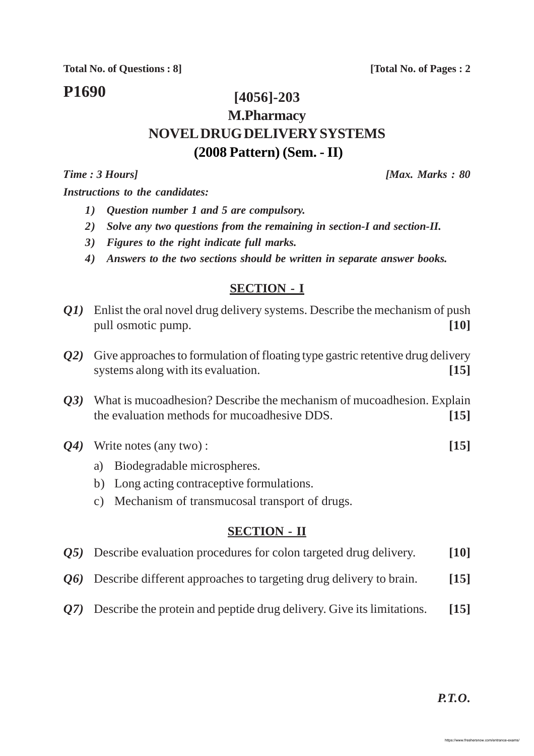**Total No. of Questions : 8]** **[Total No. of Pages : 2**

**P1690**

# [4056]-203

## M.Pharmacy

## NOVEL DRUG DELIVERY SYSTEMS

## (2008 Pattern) (Sem. - II)

***Time : 3 Hours]*** ***[Max. Marks : 80***

***Instructions to the candidates:***

1) ***Question number 1 and 5 are compulsory.***
2) ***Solve any two questions from the remaining in section-I and section-II.***
3) ***Figures to the right indicate full marks.***
4) ***Answers to the two sections should be written in separate answer books.***

### SECTION - I

***Q1)*** Enlist the oral novel drug delivery systems. Describe the mechanism of push pull osmotic pump. **[10]**

***Q2)*** Give approaches to formulation of floating type gastric retentive drug delivery systems along with its evaluation. **[15]**

***Q3)*** What is mucoadhesion? Describe the mechanism of mucoadhesion. Explain the evaluation methods for mucoadhesive DDS. **[15]**

***Q4)*** Write notes (any two) : **[15]**

a) Biodegradable microspheres.

b) Long acting contraceptive formulations.

c) Mechanism of transmucosal transport of drugs.

### SECTION - II

***Q5)*** Describe evaluation procedures for colon targeted drug delivery. **[10]**

***Q6)*** Describe different approaches to targeting drug delivery to brain. **[15]**

***Q7)*** Describe the protein and peptide drug delivery. Give its limitations. **[15]**

***P.T.O.***